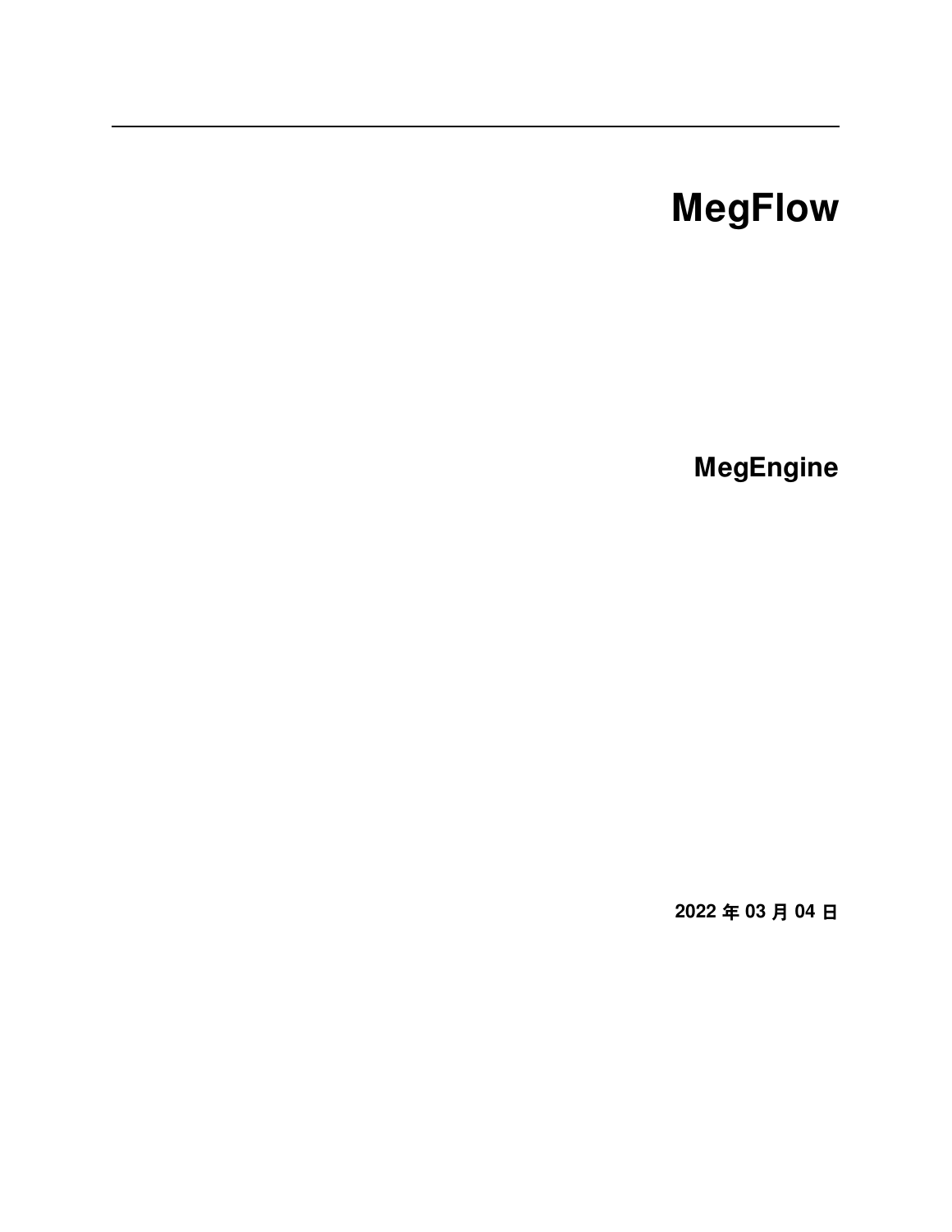# MegFlow

**MegEngine**

**2022 年 03 月 04 日**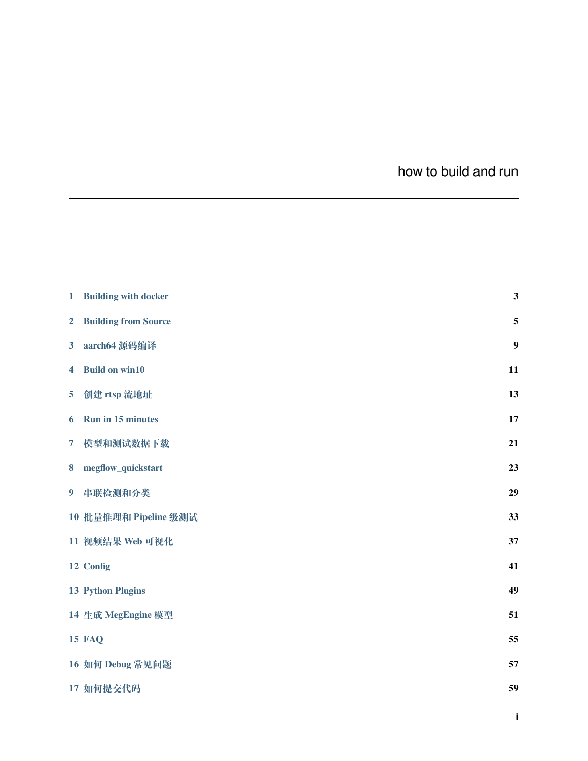# how to build and run

| | | |
|---|---|---|
| 1 | Building with docker | 3 |
| 2 | Building from Source | 5 |
| 3 | aarch64 源码编译 | 9 |
| 4 | Build on win10 | 11 |
| 5 | 创建 rtsp 流地址 | 13 |
| 6 | Run in 15 minutes | 17 |
| 7 | 模型和测试数据下载 | 21 |
| 8 | megflow_quickstart | 23 |
| 9 | 串联检测和分类 | 29 |
| 10 | 批量推理和 Pipeline 级测试 | 33 |
| 11 | 视频结果 Web 可视化 | 37 |
| 12 | Config | 41 |
| 13 | Python Plugins | 49 |
| 14 | 生成 MegEngine 模型 | 51 |
| 15 | FAQ | 55 |
| 16 | 如何 Debug 常见问题 | 57 |
| 17 | 如何提交代码 | 59 |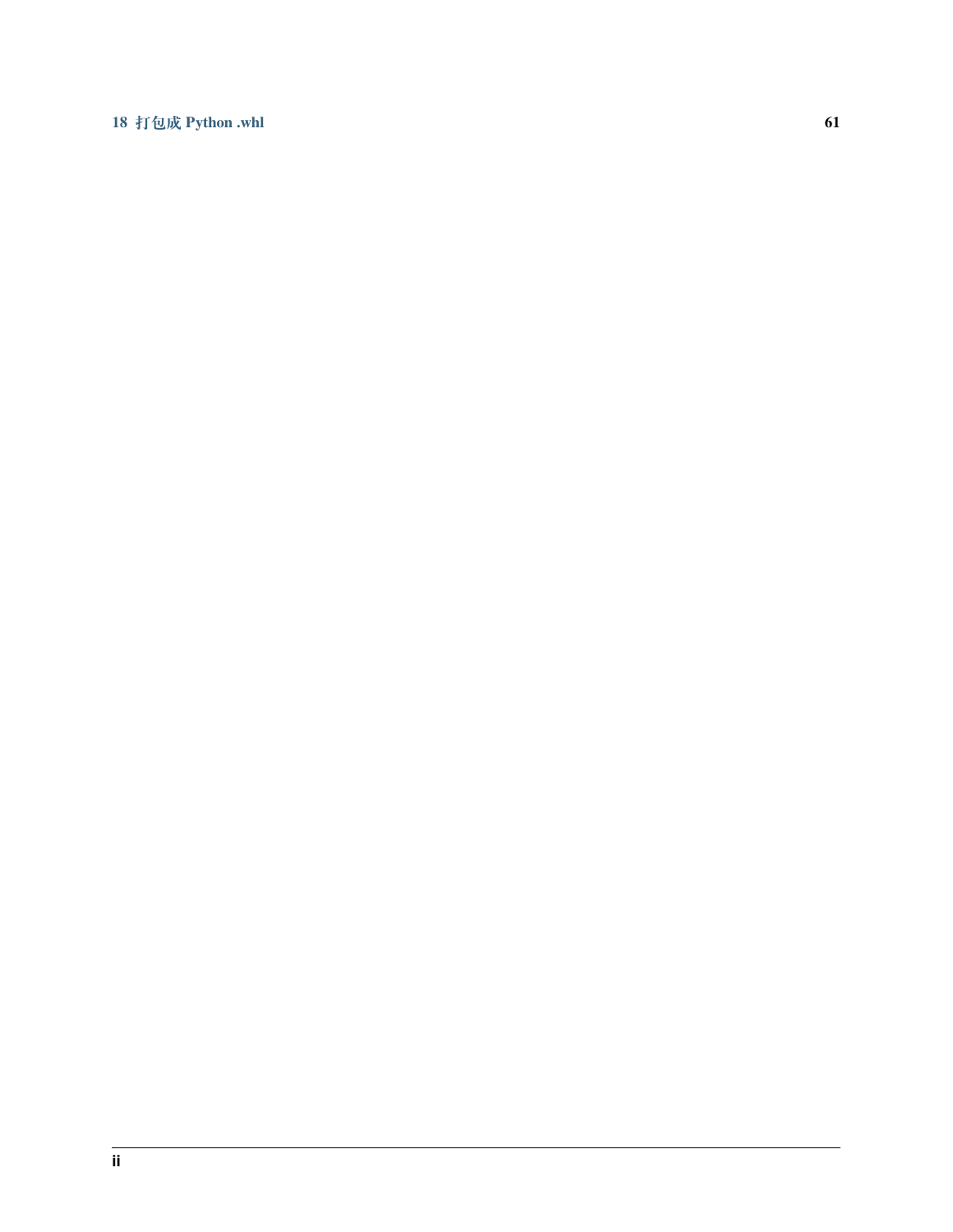18 打包成 Python .whl 61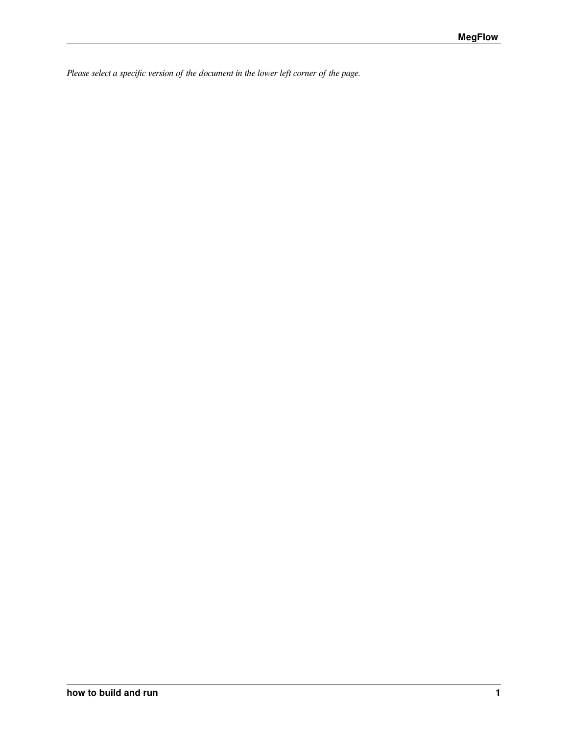*Please select a specific version of the document in the lower left corner of the page.*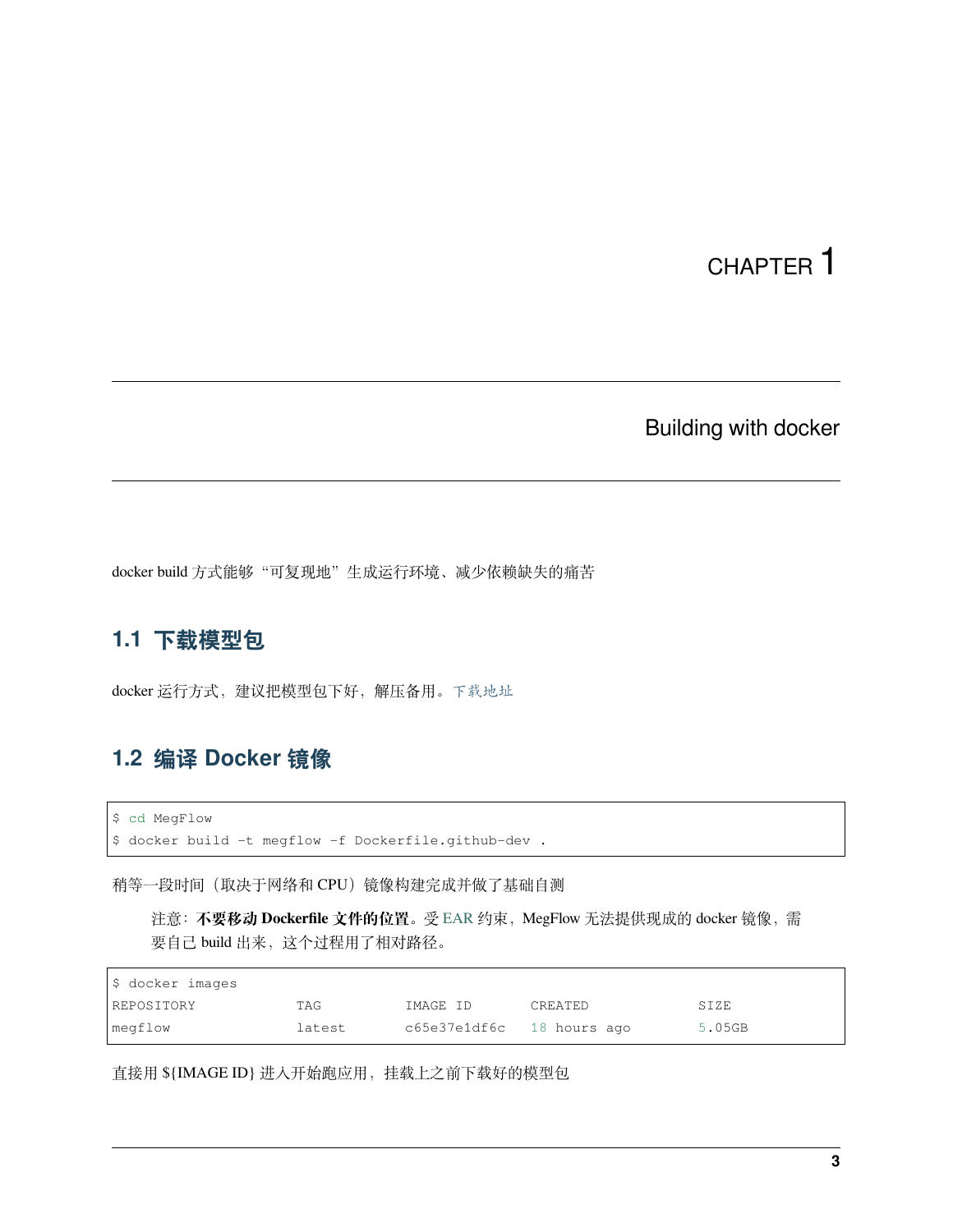# CHAPTER 1

# Building with docker

docker build 方式能够“可复现地”生成运行环境、减少依赖缺失的痛苦

## 1.1 下载模型包

docker 运行方式，建议把模型包下好，解压备用。下载地址

## 1.2 编译 Docker 镜像

```
$ cd MegFlow
$ docker build -t megflow -f Dockerfile.github-dev .
```

稍等一段时间（取决于网络和 CPU）镜像构建完成并做了基础自测

> 注意：**不要移动 Dockerfile 文件的位置**。受 EAR 约束，MegFlow 无法提供现成的 docker 镜像，需要自己 build 出来，这个过程用了相对路径。

```
$ docker images
REPOSITORY          TAG         IMAGE ID       CREATED          SIZE
megflow             latest      c65e37e1df6c   18 hours ago     5.05GB
```

直接用 ${IMAGE ID} 进入开始跑应用，挂载上之前下载好的模型包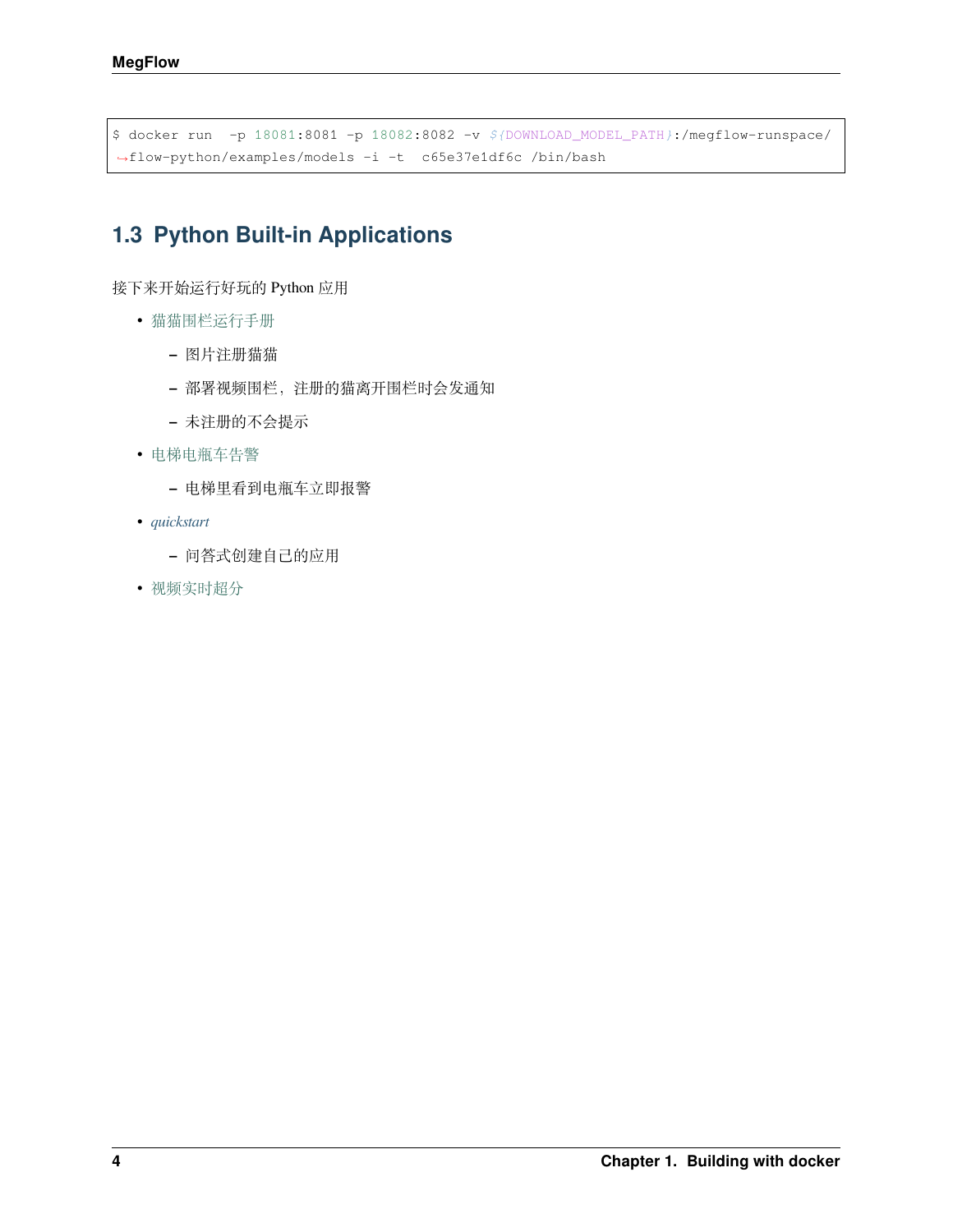```
$ docker run  -p 18081:8081 -p 18082:8082 -v ${DOWNLOAD_MODEL_PATH}:/megflow-runspace/flow-python/examples/models -i -t  c65e37e1df6c /bin/bash
```

## 1.3 Python Built-in Applications

接下来开始运行好玩的 Python 应用

- 猫猫围栏运行手册
  - 图片注册猫猫
  - 部署视频围栏，注册的猫离开围栏时会发通知
  - 未注册的不会提示
- 电梯电瓶车告警
  - 电梯里看到电瓶车立即报警
- *quickstart*
  - 问答式创建自己的应用
- 视频实时超分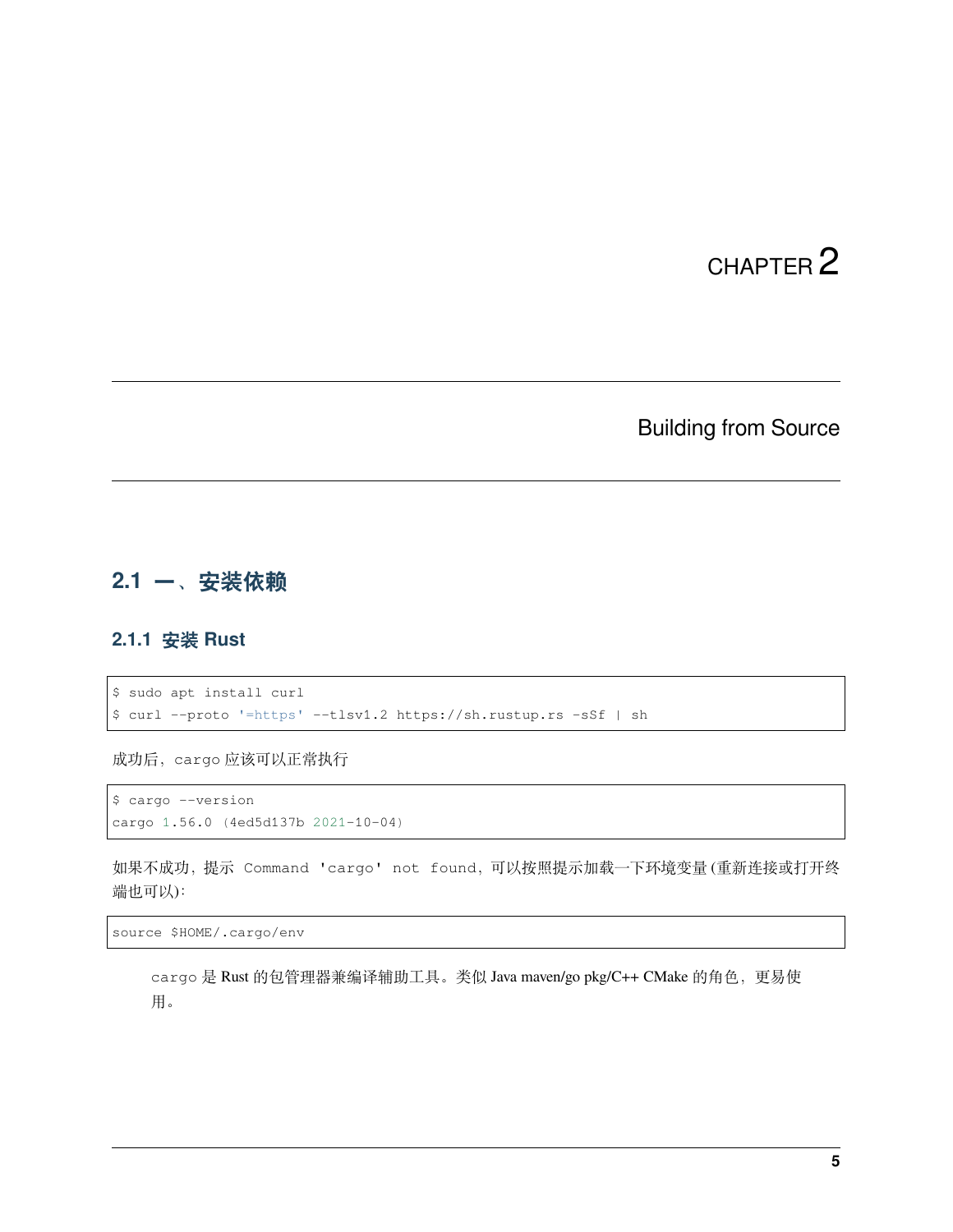# CHAPTER 2

# Building from Source

## 2.1 一、安装依赖

### 2.1.1 安装 Rust

```
$ sudo apt install curl
$ curl --proto '=https' --tlsv1.2 https://sh.rustup.rs -sSf | sh
```

成功后，cargo 应该可以正常执行

```
$ cargo --version
cargo 1.56.0 (4ed5d137b 2021-10-04)
```

如果不成功，提示 `Command 'cargo' not found`，可以按照提示加载一下环境变量 (重新连接或打开终端也可以)：

```
source $HOME/.cargo/env
```

> cargo 是 Rust 的包管理器兼编译辅助工具。类似 Java maven/go pkg/C++ CMake 的角色，更易使用。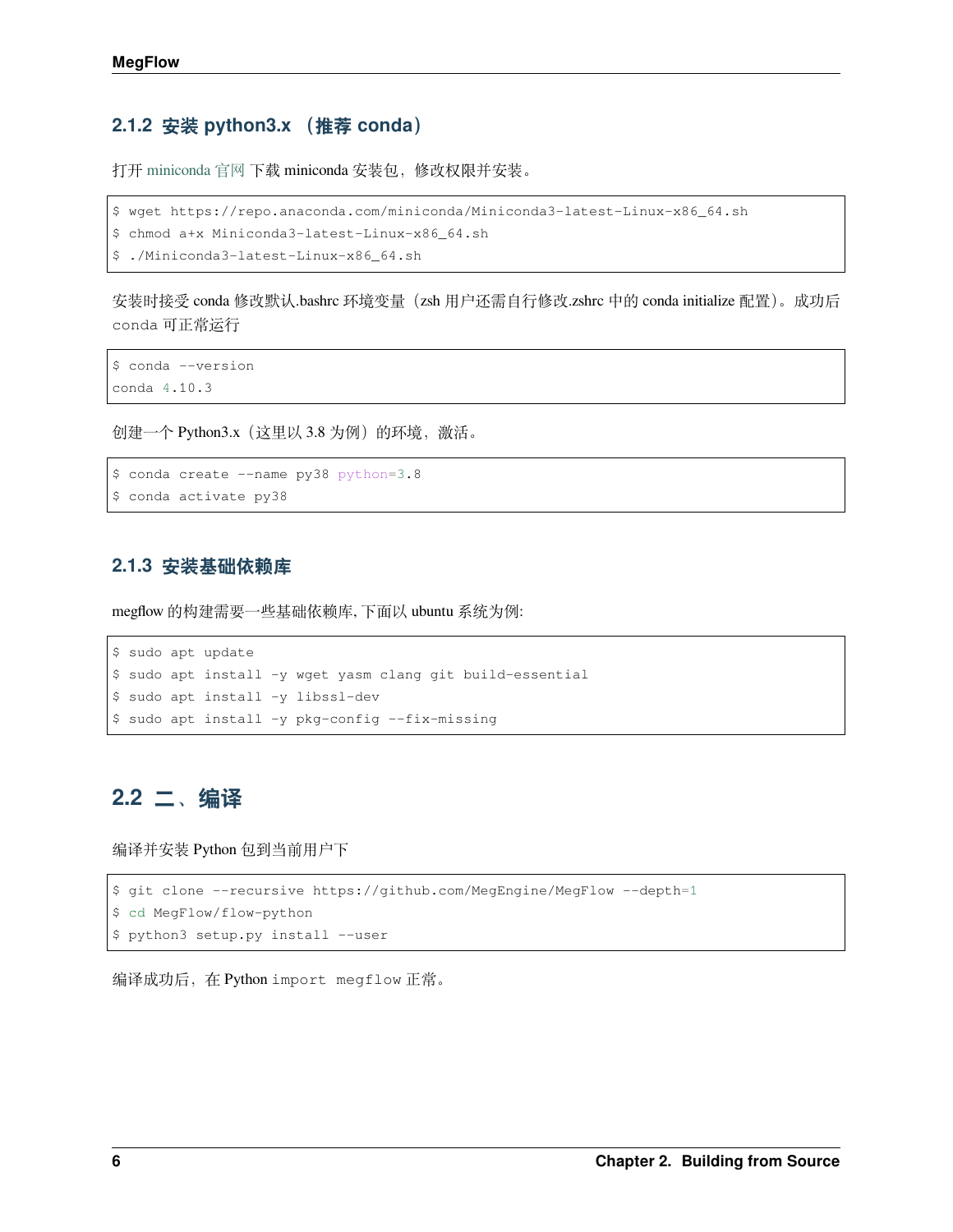### 2.1.2 安装 python3.x （推荐 conda）

打开 miniconda 官网 下载 miniconda 安装包，修改权限并安装。

```
$ wget https://repo.anaconda.com/miniconda/Miniconda3-latest-Linux-x86_64.sh
$ chmod a+x Miniconda3-latest-Linux-x86_64.sh
$ ./Miniconda3-latest-Linux-x86_64.sh
```

安装时接受 conda 修改默认.bashrc 环境变量（zsh 用户还需自行修改.zshrc 中的 conda initialize 配置）。成功后 `conda` 可正常运行

```
$ conda --version
conda 4.10.3
```

创建一个 Python3.x（这里以 3.8 为例）的环境，激活。

```
$ conda create --name py38 python=3.8
$ conda activate py38
```

### 2.1.3 安装基础依赖库

megflow 的构建需要一些基础依赖库, 下面以 ubuntu 系统为例:

```
$ sudo apt update
$ sudo apt install -y wget yasm clang git build-essential
$ sudo apt install -y libssl-dev
$ sudo apt install -y pkg-config --fix-missing
```

## 2.2 二、编译

编译并安装 Python 包到当前用户下

```
$ git clone --recursive https://github.com/MegEngine/MegFlow --depth=1
$ cd MegFlow/flow-python
$ python3 setup.py install --user
```

编译成功后，在 Python `import megflow` 正常。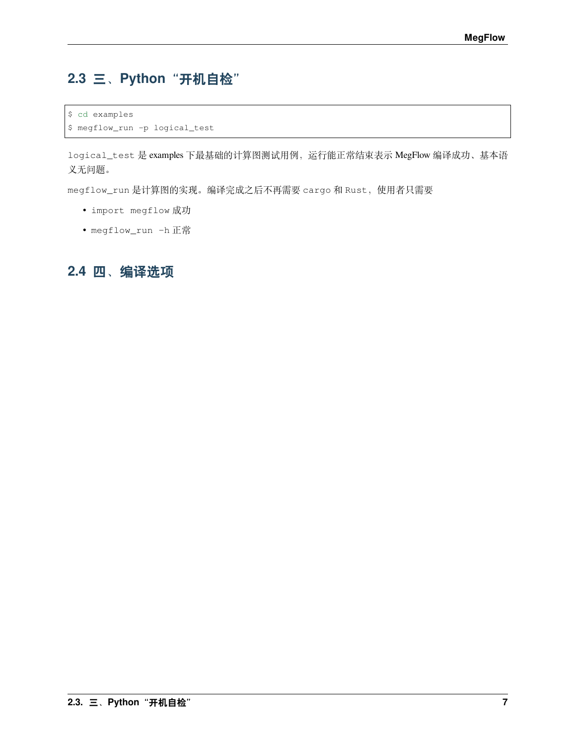## 2.3 三、Python "开机自检"

```
$ cd examples
$ megflow_run -p logical_test
```

`logical_test` 是 examples 下最基础的计算图测试用例，运行能正常结束表示 MegFlow 编译成功、基本语义无问题。

`megflow_run` 是计算图的实现。编译完成之后不再需要 `cargo` 和 `Rust`，使用者只需要

- `import megflow` 成功
- `megflow_run -h` 正常

## 2.4 四、编译选项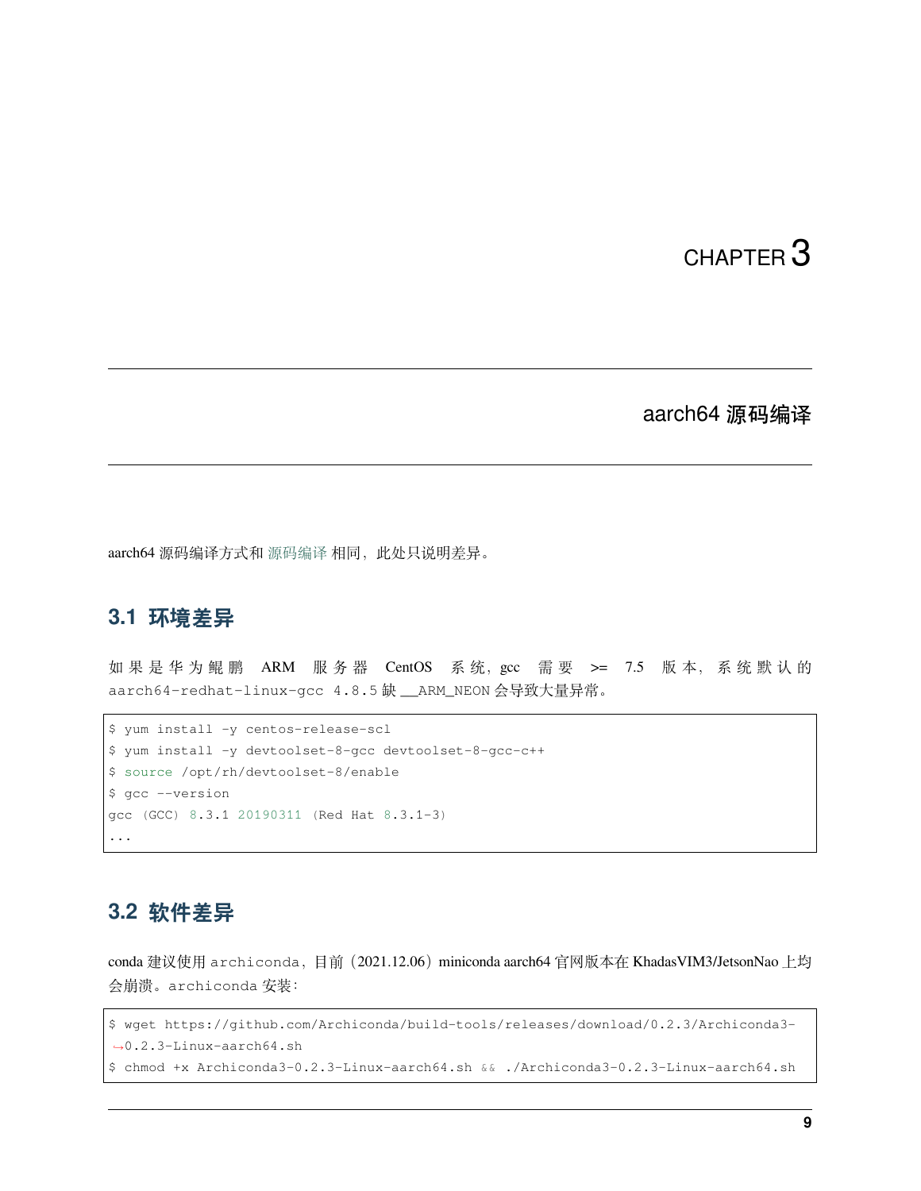# CHAPTER 3

## aarch64 源码编译

aarch64 源码编译方式和 源码编译 相同，此处只说明差异。

### 3.1 环境差异

如果是华为鲲鹏 ARM 服务器 CentOS 系统，gcc 需要 >= 7.5 版本，系统默认的 aarch64-redhat-linux-gcc 4.8.5 缺 __ARM_NEON 会导致大量异常。

```
$ yum install -y centos-release-scl
$ yum install -y devtoolset-8-gcc devtoolset-8-gcc-c++
$ source /opt/rh/devtoolset-8/enable
$ gcc --version
gcc (GCC) 8.3.1 20190311 (Red Hat 8.3.1-3)
...
```

### 3.2 软件差异

conda 建议使用 archiconda，目前（2021.12.06）miniconda aarch64 官网版本在 KhadasVIM3/JetsonNao 上均会崩溃。archiconda 安装：

```
$ wget https://github.com/Archiconda/build-tools/releases/download/0.2.3/Archiconda3-0.2.3-Linux-aarch64.sh
$ chmod +x Archiconda3-0.2.3-Linux-aarch64.sh && ./Archiconda3-0.2.3-Linux-aarch64.sh
```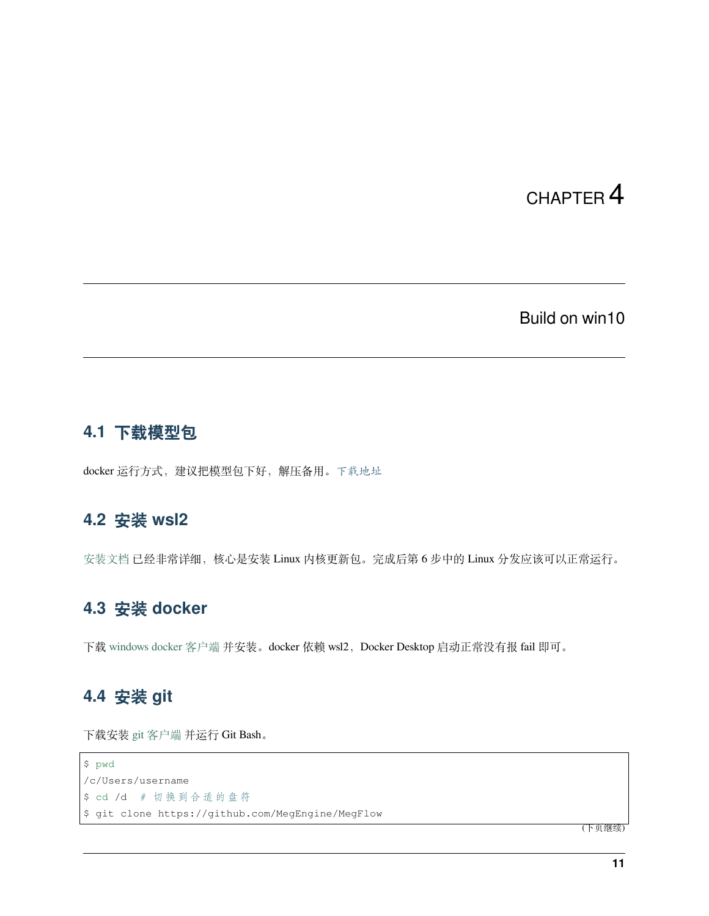# CHAPTER 4

# Build on win10

## 4.1 下载模型包

docker 运行方式，建议把模型包下好，解压备用。下载地址

## 4.2 安装 wsl2

安装文档 已经非常详细，核心是安装 Linux 内核更新包。完成后第 6 步中的 Linux 分发应该可以正常运行。

## 4.3 安装 docker

下载 windows docker 客户端 并安装。docker 依赖 wsl2，Docker Desktop 启动正常没有报 fail 即可。

## 4.4 安装 git

下载安装 git 客户端 并运行 Git Bash。

```
$ pwd
/c/Users/username
$ cd /d  # 切换到合适的盘符
$ git clone https://github.com/MegEngine/MegFlow
```

（下页继续）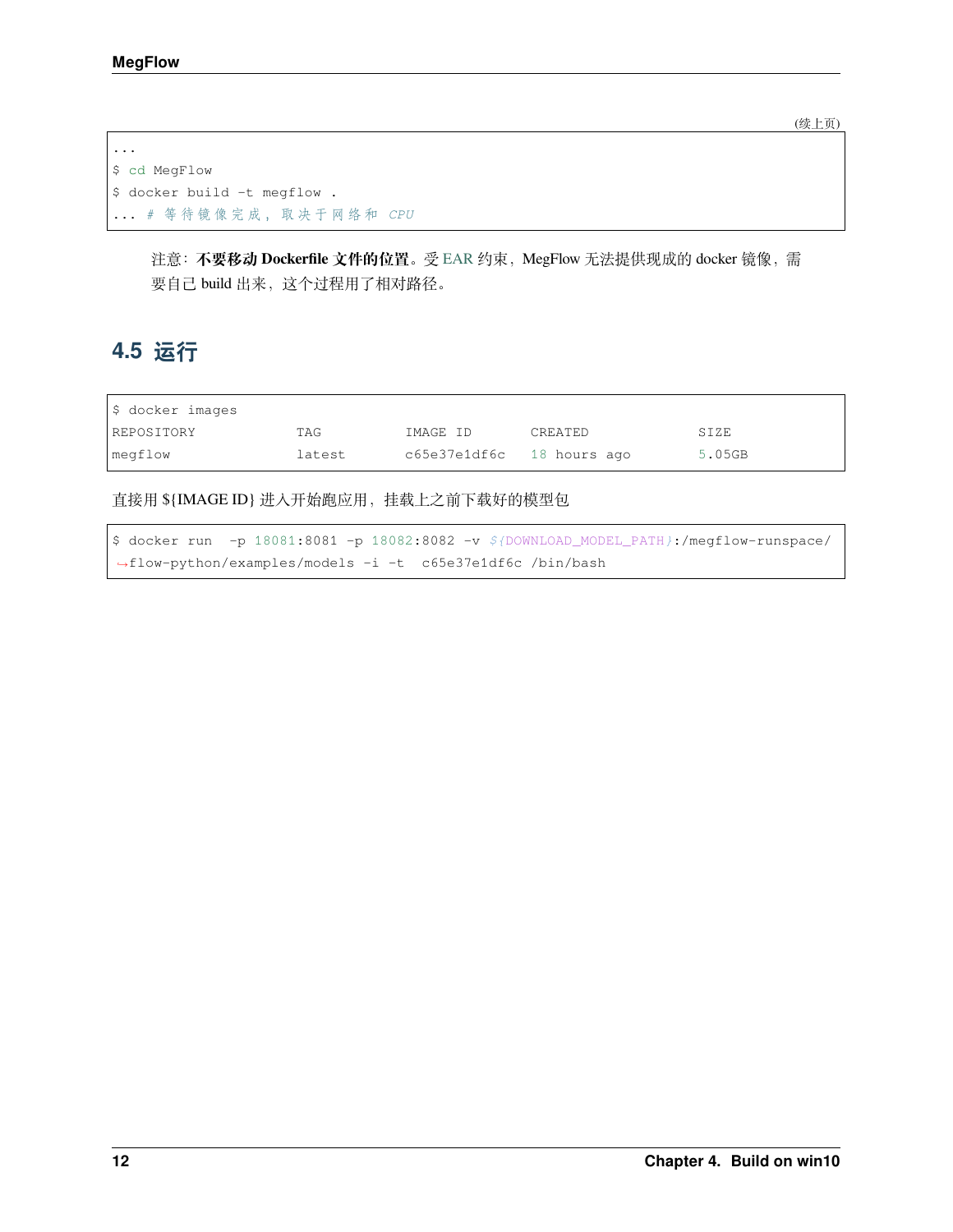(续上页)

```
...
$ cd MegFlow
$ docker build -t megflow .
... # 等待镜像完成，取决于网络和 CPU
```

注意：**不要移动 Dockerfile 文件的位置**。受 EAR 约束，MegFlow 无法提供现成的 docker 镜像，需要自己 build 出来，这个过程用了相对路径。

## 4.5 运行

```
$ docker images
REPOSITORY          TAG         IMAGE ID       CREATED            SIZE
megflow             latest      c65e37e1df6c   18 hours ago       5.05GB
```

直接用 ${IMAGE ID} 进入开始跑应用，挂载上之前下载好的模型包

```
$ docker run  -p 18081:8081 -p 18082:8082 -v ${DOWNLOAD_MODEL_PATH}:/megflow-runspace/
→flow-python/examples/models -i -t  c65e37e1df6c /bin/bash
```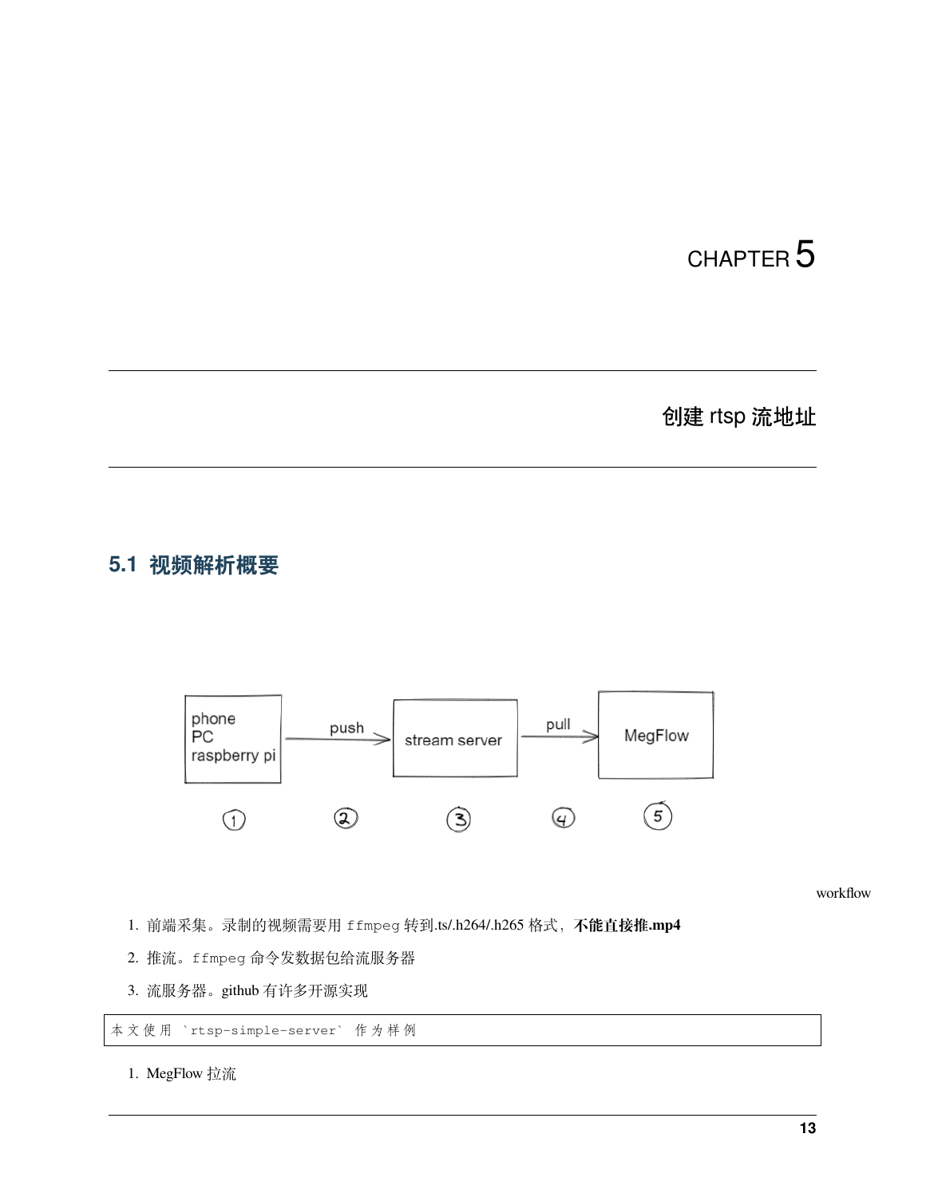# CHAPTER 5

# 创建 rtsp 流地址

## 5.1 视频解析概要

workflow

1. 前端采集。录制的视频需要用 ffmpeg 转到.ts/.h264/.h265 格式，**不能直接推.mp4**
2. 推流。ffmpeg 命令发数据包给流服务器
3. 流服务器。github 有许多开源实现

```
本文使用 `rtsp-simple-server` 作为样例
```

1. MegFlow 拉流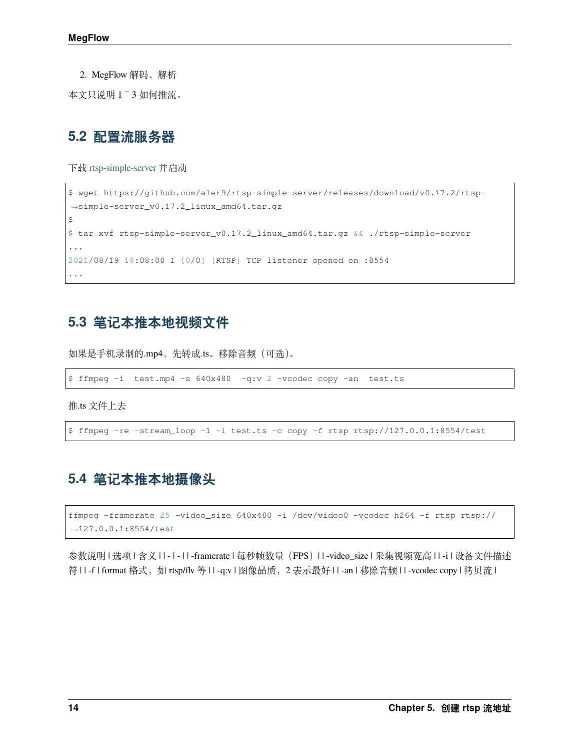2. MegFlow 解码、解析

本文只说明 1 ~ 3 如何推流。

## 5.2 配置流服务器

下载 rtsp-simple-server 并启动

```
$ wget https://github.com/aler9/rtsp-simple-server/releases/download/v0.17.2/rtsp-simple-server_v0.17.2_linux_amd64.tar.gz
$
$ tar xvf rtsp-simple-server_v0.17.2_linux_amd64.tar.gz && ./rtsp-simple-server
...
2021/08/19 18:08:00 I [0/0] [RTSP] TCP listener opened on :8554
...
```

## 5.3 笔记本推本地视频文件

如果是手机录制的.mp4，先转成.ts。移除音频（可选）。

```
$ ffmpeg -i  test.mp4 -s 640x480  -q:v 2 -vcodec copy -an  test.ts
```

推.ts 文件上去

```
$ ffmpeg -re -stream_loop -1 -i test.ts -c copy -f rtsp rtsp://127.0.0.1:8554/test
```

## 5.4 笔记本推本地摄像头

```
ffmpeg -framerate 25 -video_size 640x480 -i /dev/video0 -vcodec h264 -f rtsp rtsp://127.0.0.1:8554/test
```

参数说明 | 选项 | 含义 | | - | - | | -framerate | 每秒帧数量（FPS）| | -video_size | 采集视频宽高 | | -i | 设备文件描述符 | | -f | format 格式，如 rtsp/flv 等 | | -q:v | 图像品质，2 表示最好 | | -an | 移除音频 | | -vcodec copy | 拷贝流 |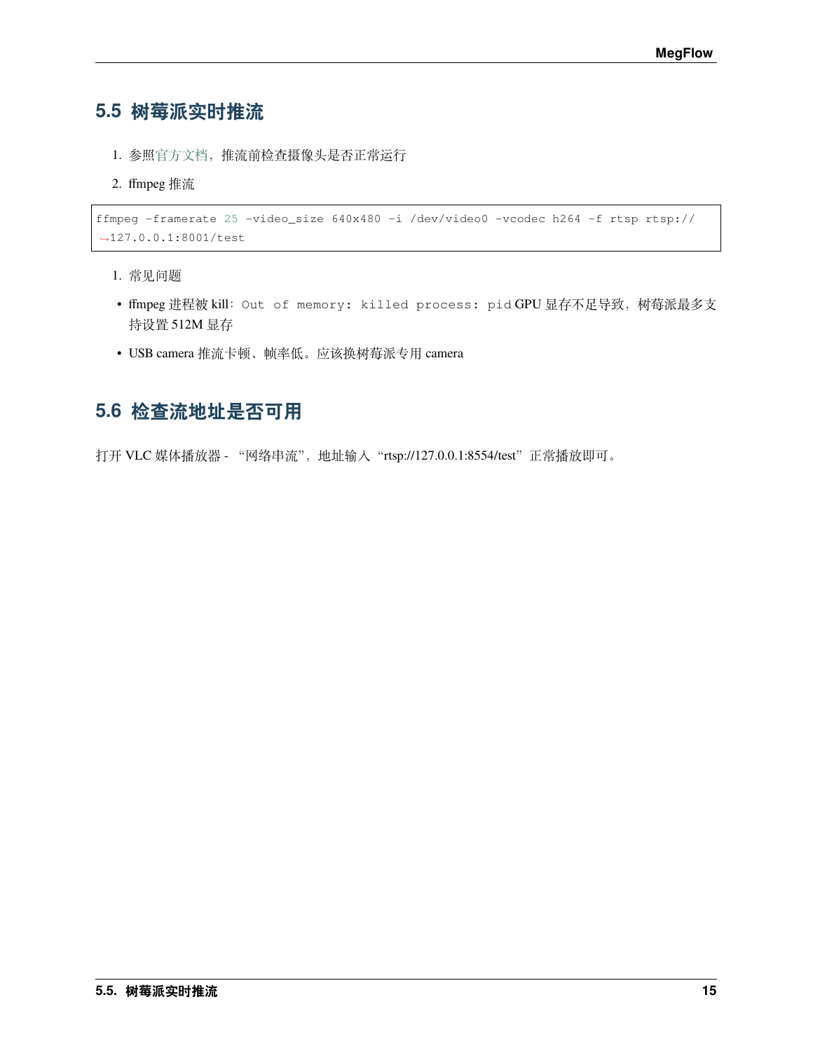## 5.5 树莓派实时推流

1. 参照官方文档，推流前检查摄像头是否正常运行
2. ffmpeg 推流

```
ffmpeg -framerate 25 -video_size 640x480 -i /dev/video0 -vcodec h264 -f rtsp rtsp://
↪127.0.0.1:8001/test
```

1. 常见问题

- ffmpeg 进程被 kill：`Out of memory: killed process: pid` GPU 显存不足导致，树莓派最多支持设置 512M 显存
- USB camera 推流卡顿、帧率低。应该换树莓派专用 camera

## 5.6 检查流地址是否可用

打开 VLC 媒体播放器 - “网络串流”，地址输入“rtsp://127.0.0.1:8554/test”正常播放即可。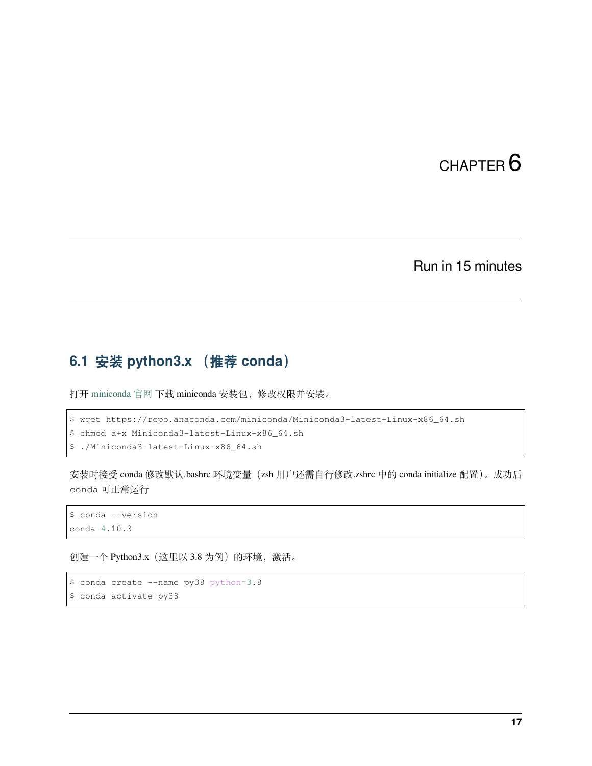# CHAPTER 6

# Run in 15 minutes

## 6.1 安装 python3.x （推荐 conda）

打开 miniconda 官网 下载 miniconda 安装包，修改权限并安装。

```
$ wget https://repo.anaconda.com/miniconda/Miniconda3-latest-Linux-x86_64.sh
$ chmod a+x Miniconda3-latest-Linux-x86_64.sh
$ ./Miniconda3-latest-Linux-x86_64.sh
```

安装时接受 conda 修改默认.bashrc 环境变量（zsh 用户还需自行修改.zshrc 中的 conda initialize 配置）。成功后 `conda` 可正常运行

```
$ conda --version
conda 4.10.3
```

创建一个 Python3.x（这里以 3.8 为例）的环境，激活。

```
$ conda create --name py38 python=3.8
$ conda activate py38
```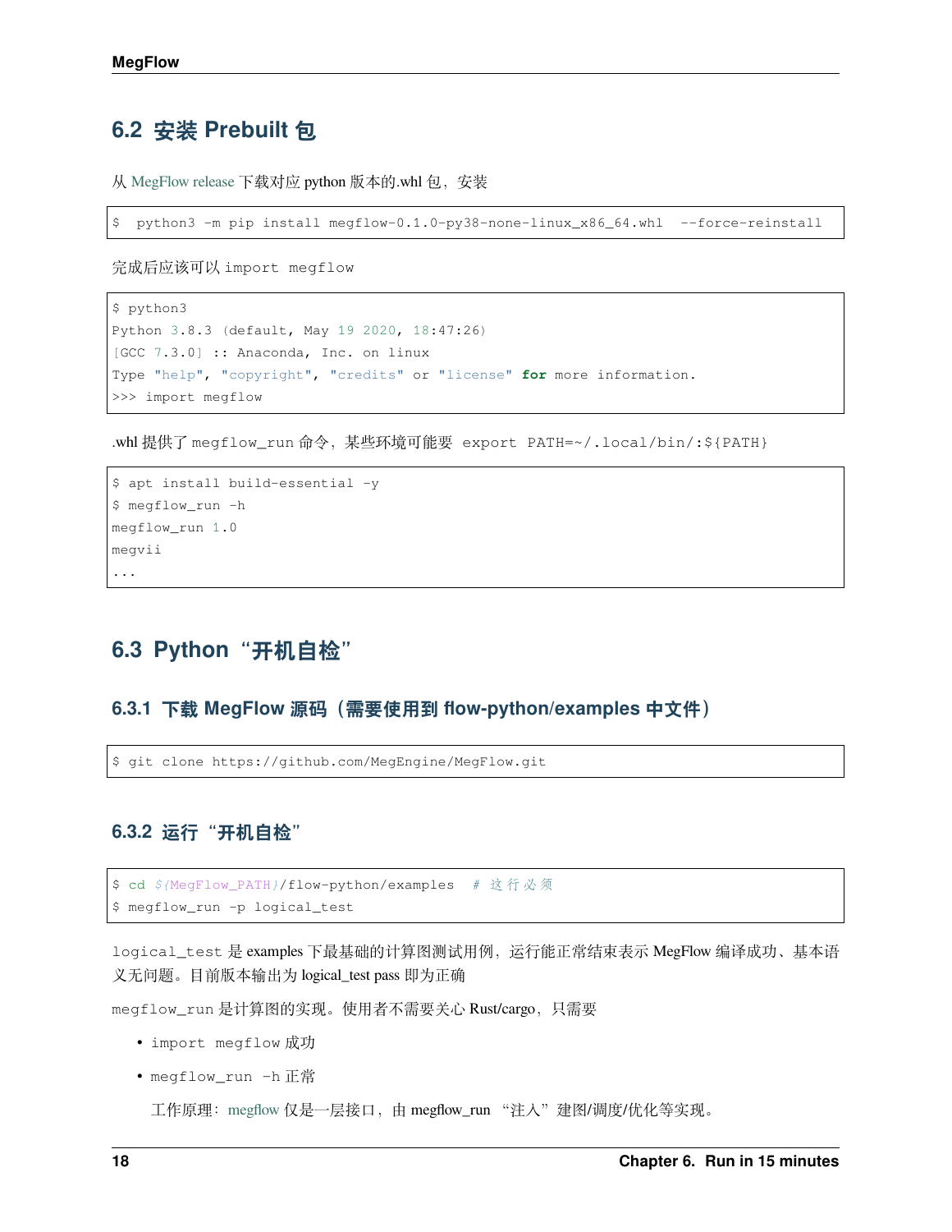## 6.2 安装 Prebuilt 包

从 MegFlow release 下载对应 python 版本的.whl 包，安装

```
$  python3 -m pip install megflow-0.1.0-py38-none-linux_x86_64.whl  --force-reinstall
```

完成后应该可以 `import megflow`

```
$ python3
Python 3.8.3 (default, May 19 2020, 18:47:26)
[GCC 7.3.0] :: Anaconda, Inc. on linux
Type "help", "copyright", "credits" or "license" for more information.
>>> import megflow
```

.whl 提供了 `megflow_run` 命令，某些环境可能要 `export PATH=~/.local/bin/:${PATH}`

```
$ apt install build-essential -y
$ megflow_run -h
megflow_run 1.0
megvii
...
```

## 6.3 Python "开机自检"

### 6.3.1 下载 MegFlow 源码（需要使用到 flow-python/examples 中文件）

```
$ git clone https://github.com/MegEngine/MegFlow.git
```

### 6.3.2 运行"开机自检"

```
$ cd ${MegFlow_PATH}/flow-python/examples  # 这行必须
$ megflow_run -p logical_test
```

`logical_test` 是 examples 下最基础的计算图测试用例，运行能正常结束表示 MegFlow 编译成功、基本语义无问题。目前版本输出为 logical_test pass 即为正确

`megflow_run` 是计算图的实现。使用者不需要关心 Rust/cargo，只需要

- `import megflow` 成功
- `megflow_run -h` 正常

  工作原理：megflow 仅是一层接口，由 megflow_run "注入"建图/调度/优化等实现。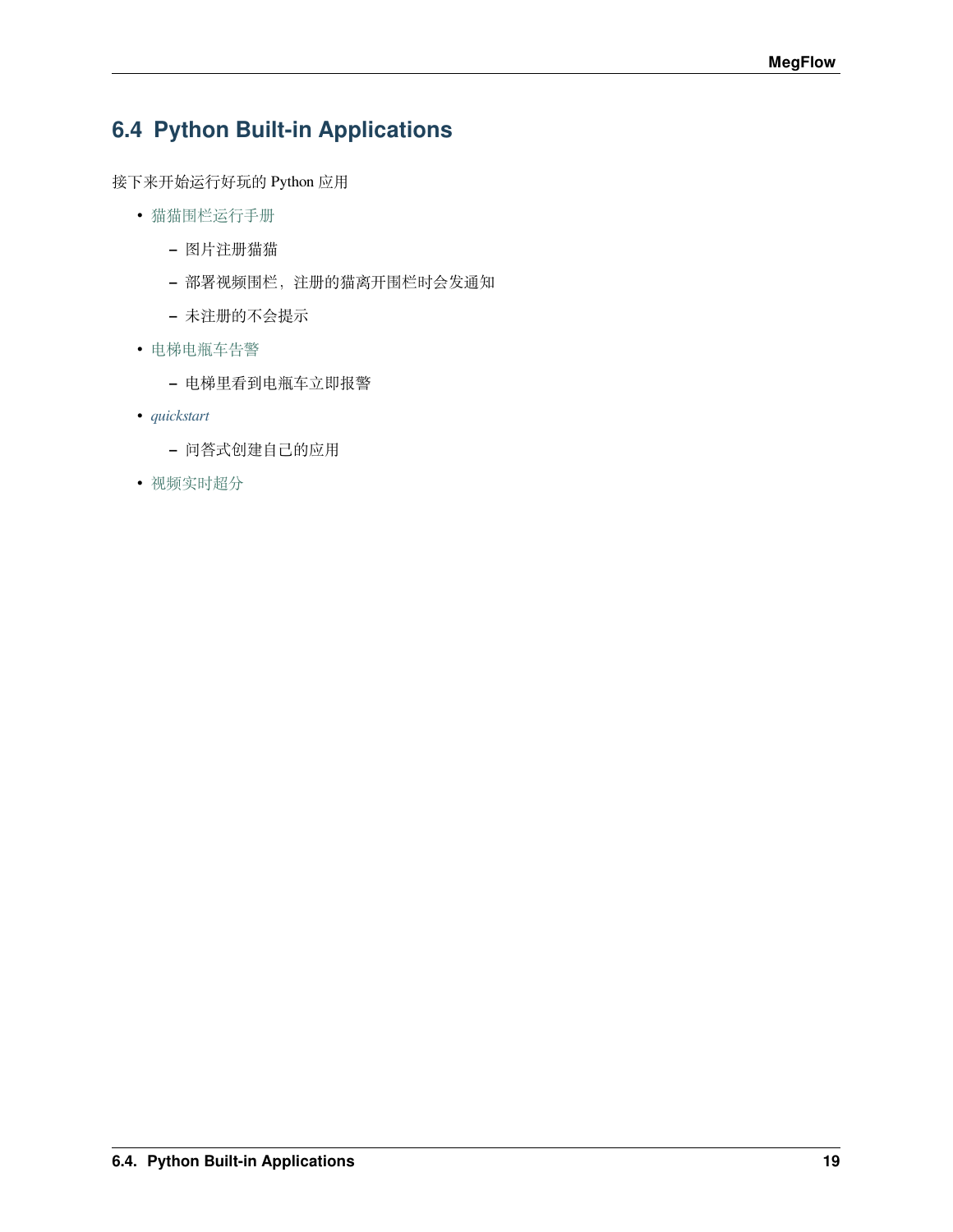## 6.4 Python Built-in Applications

接下来开始运行好玩的 Python 应用

- 猫猫围栏运行手册
  - 图片注册猫猫
  - 部署视频围栏，注册的猫离开围栏时会发通知
  - 未注册的不会提示
- 电梯电瓶车告警
  - 电梯里看到电瓶车立即报警
- *quickstart*
  - 问答式创建自己的应用
- 视频实时超分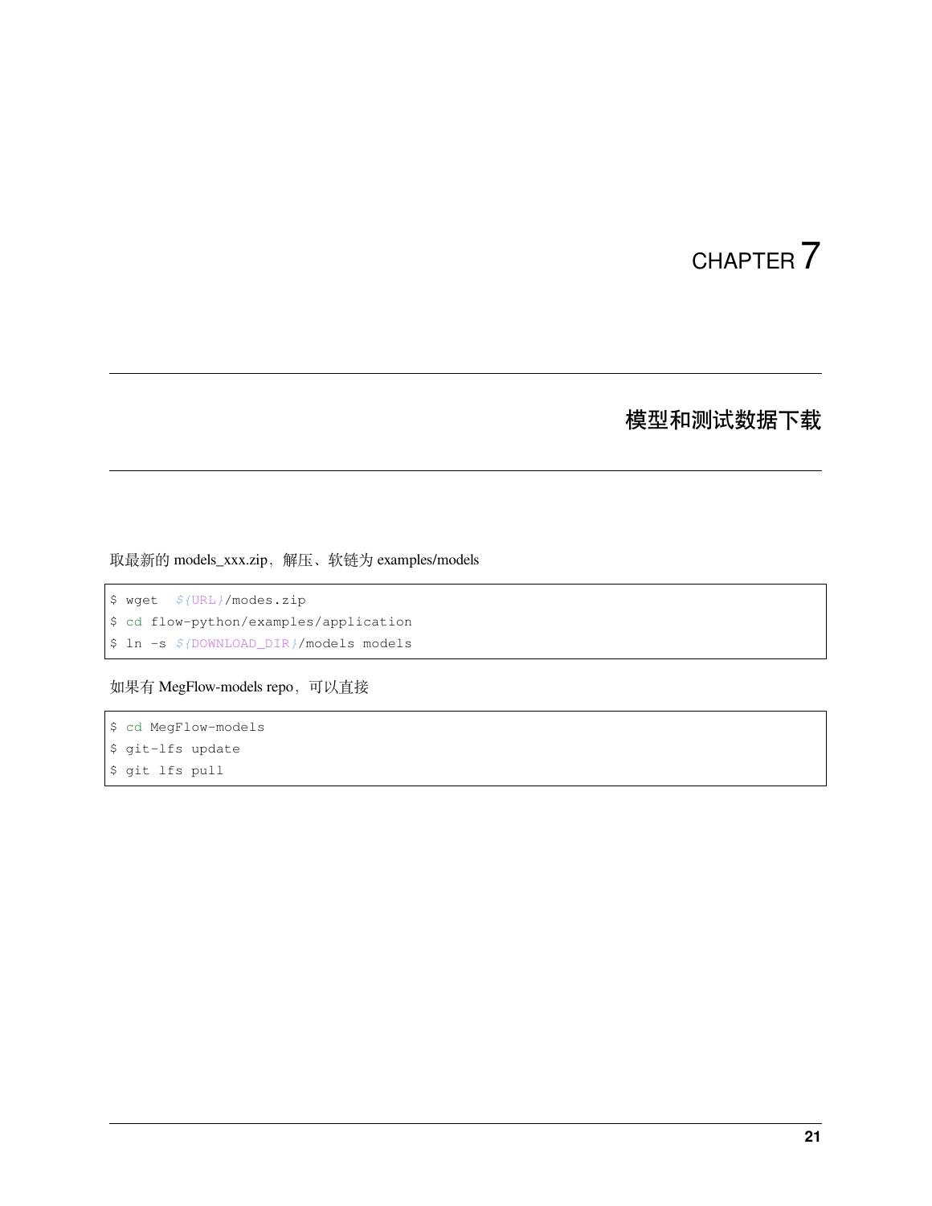# CHAPTER 7

# 模型和测试数据下载

取最新的 models_xxx.zip，解压、软链为 examples/models

```
$ wget  ${URL}/modes.zip
$ cd flow-python/examples/application
$ ln -s ${DOWNLOAD_DIR}/models models
```

如果有 MegFlow-models repo，可以直接

```
$ cd MegFlow-models
$ git-lfs update
$ git lfs pull
```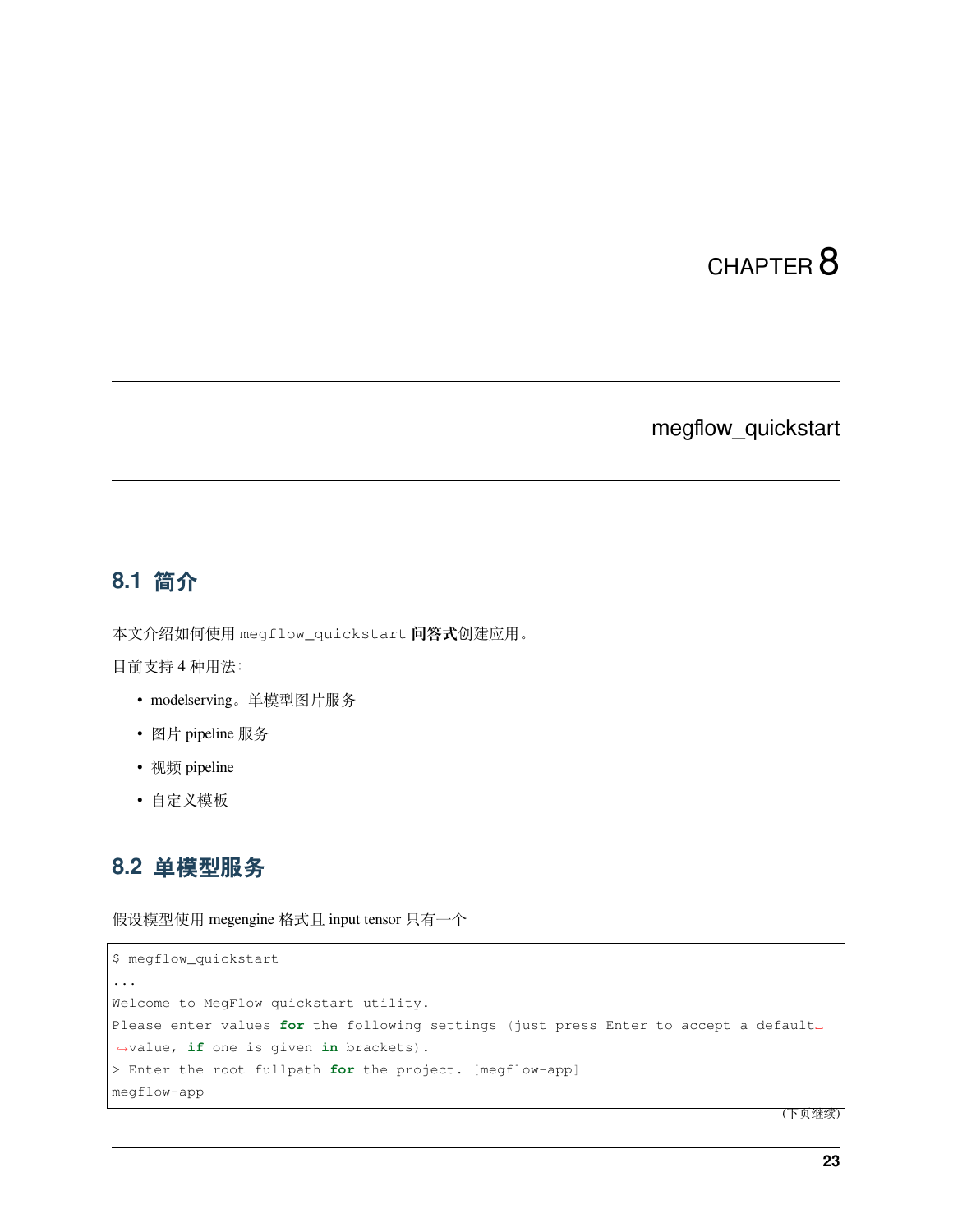# CHAPTER 8

# megflow_quickstart

## 8.1 简介

本文介绍如何使用 `megflow_quickstart` **问答式**创建应用。

目前支持 4 种用法：

- modelserving。单模型图片服务
- 图片 pipeline 服务
- 视频 pipeline
- 自定义模板

## 8.2 单模型服务

假设模型使用 megengine 格式且 input tensor 只有一个

```
$ megflow_quickstart
...
Welcome to MegFlow quickstart utility.
Please enter values for the following settings (just press Enter to accept a default value, if one is given in brackets).
> Enter the root fullpath for the project. [megflow-app]
megflow-app
```

（下页继续）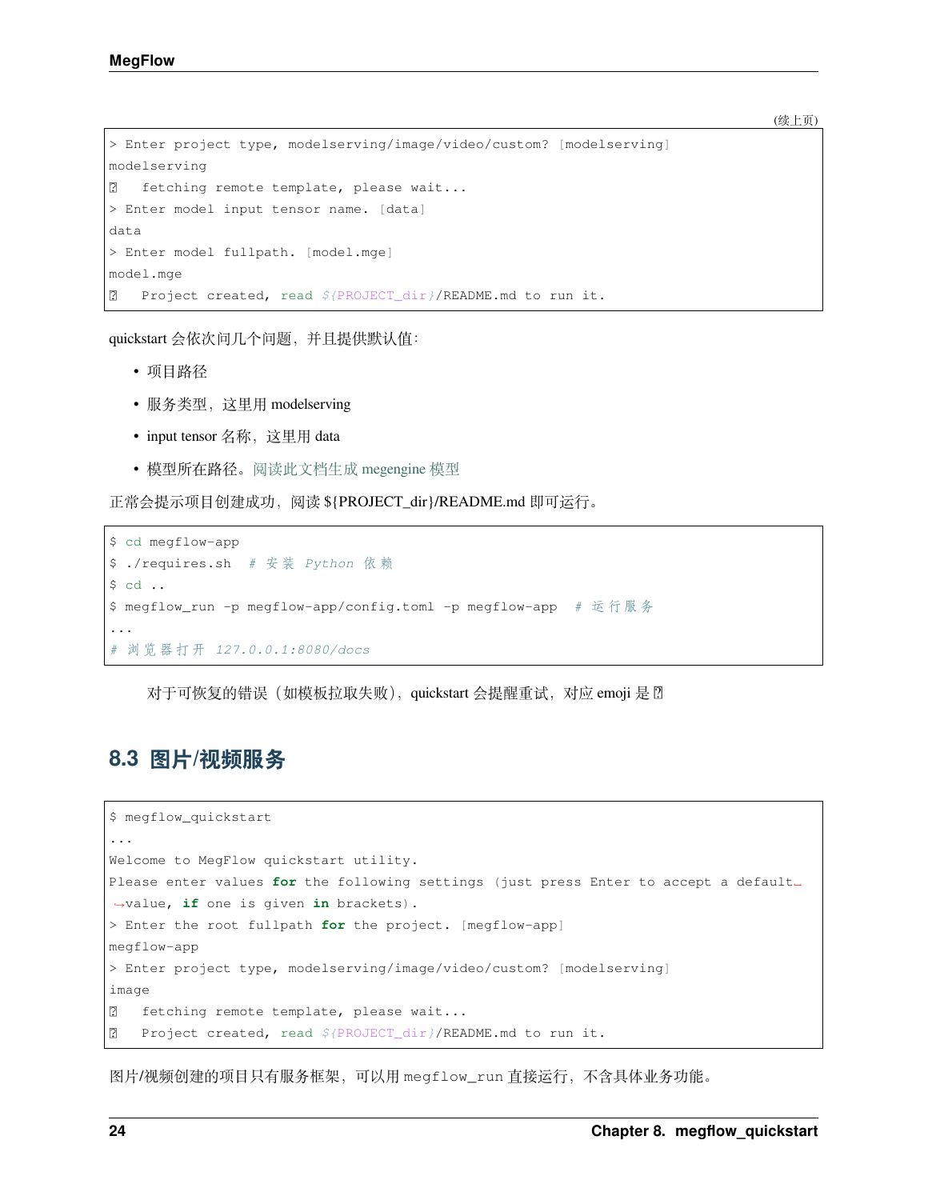(续上页)

```
> Enter project type, modelserving/image/video/custom? [modelserving]
modelserving
� fetching remote template, please wait...
> Enter model input tensor name. [data]
data
> Enter model fullpath. [model.mge]
model.mge
� Project created, read ${PROJECT_dir}/README.md to run it.
```

quickstart 会依次问几个问题，并且提供默认值：

- 项目路径
- 服务类型，这里用 modelserving
- input tensor 名称，这里用 data
- 模型所在路径。阅读此文档生成 megengine 模型

正常会提示项目创建成功，阅读 ${PROJECT_dir}/README.md 即可运行。

```
$ cd megflow-app
$ ./requires.sh  # 安装 Python 依赖
$ cd ..
$ megflow_run -p megflow-app/config.toml -p megflow-app  # 运行服务
...
# 浏览器打开 127.0.0.1:8080/docs
```

对于可恢复的错误（如模板拉取失败），quickstart 会提醒重试，对应 emoji 是 �

## 8.3 图片/视频服务

```
$ megflow_quickstart
...
Welcome to MegFlow quickstart utility.
Please enter values for the following settings (just press Enter to accept a default
value, if one is given in brackets).
> Enter the root fullpath for the project. [megflow-app]
megflow-app
> Enter project type, modelserving/image/video/custom? [modelserving]
image
� fetching remote template, please wait...
� Project created, read ${PROJECT_dir}/README.md to run it.
```

图片/视频创建的项目只有服务框架，可以用 `megflow_run` 直接运行，不含具体业务功能。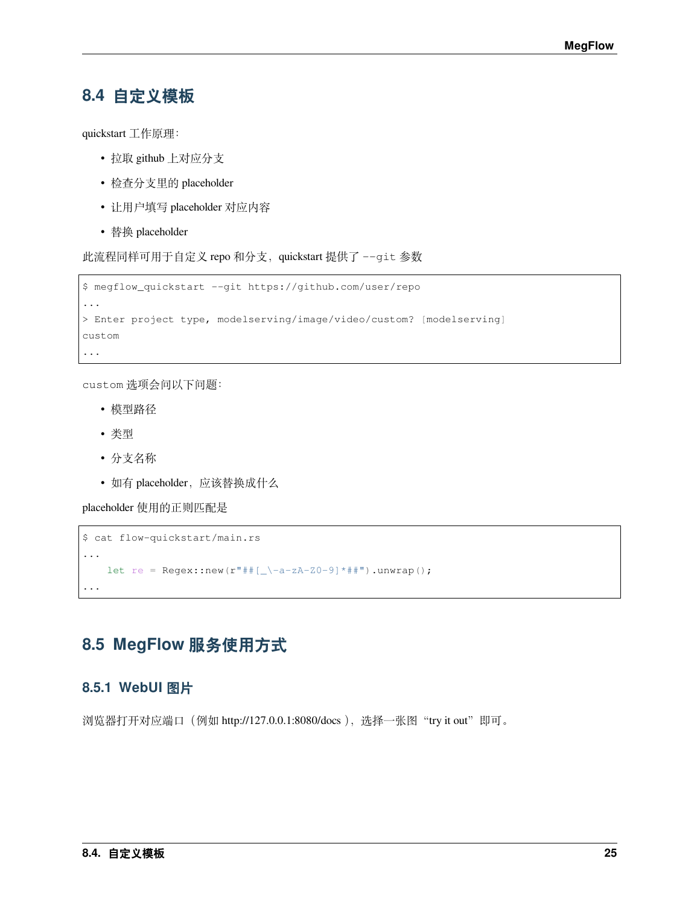## 8.4 自定义模板

quickstart 工作原理:

- 拉取 github 上对应分支
- 检查分支里的 placeholder
- 让用户填写 placeholder 对应内容
- 替换 placeholder

此流程同样可用于自定义 repo 和分支，quickstart 提供了 `--git` 参数

```
$ megflow_quickstart --git https://github.com/user/repo
...
> Enter project type, modelserving/image/video/custom? [modelserving]
custom
...
```

`custom` 选项会问以下问题:

- 模型路径
- 类型
- 分支名称
- 如有 placeholder，应该替换成什么

placeholder 使用的正则匹配是

```
$ cat flow-quickstart/main.rs
...
    let re = Regex::new(r"##[_\-a-zA-Z0-9]*##").unwrap();
...
```

## 8.5 MegFlow 服务使用方式

### 8.5.1 WebUI 图片

浏览器打开对应端口（例如 http://127.0.0.1:8080/docs ），选择一张图“try it out”即可。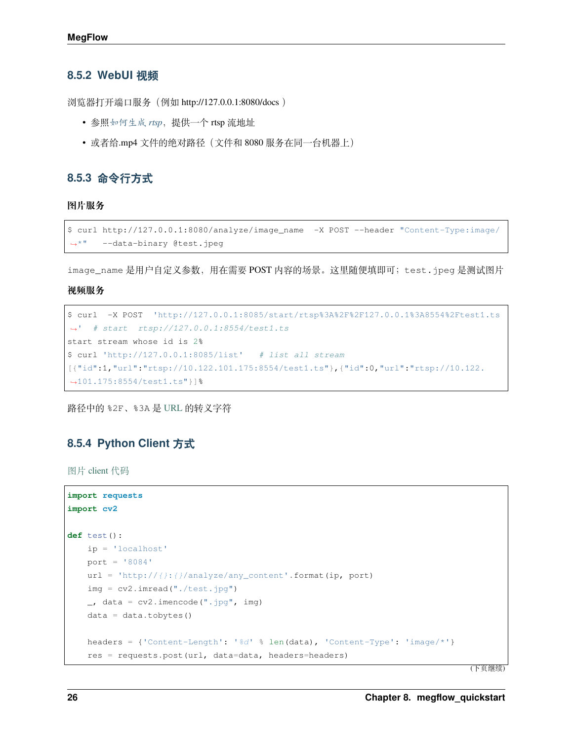### 8.5.2 WebUI 视频

浏览器打开端口服务（例如 http://127.0.0.1:8080/docs ）

- 参照如何生成 *rtsp*，提供一个 rtsp 流地址
- 或者给.mp4 文件的绝对路径（文件和 8080 服务在同一台机器上）

### 8.5.3 命令行方式

**图片服务**

```
$ curl http://127.0.0.1:8080/analyze/image_name  -X POST --header "Content-Type:image/*"   --data-binary @test.jpeg
```

`image_name` 是用户自定义参数，用在需要 POST 内容的场景。这里随便填即可；`test.jpeg` 是测试图片

**视频服务**

```
$ curl  -X POST  'http://127.0.0.1:8085/start/rtsp%3A%2F%2F127.0.0.1%3A8554%2Ftest1.ts'  # start  rtsp://127.0.0.1:8554/test1.ts
start stream whose id is 2%
$ curl 'http://127.0.0.1:8085/list'   # list all stream
[{"id":1,"url":"rtsp://10.122.101.175:8554/test1.ts"},{"id":0,"url":"rtsp://10.122.101.175:8554/test1.ts"}]%
```

路径中的 `%2F`、`%3A` 是 URL 的转义字符

### 8.5.4 Python Client 方式

图片 client 代码

```python
import requests
import cv2

def test():
    ip = 'localhost'
    port = '8084'
    url = 'http://{}:{}/analyze/any_content'.format(ip, port)
    img = cv2.imread("./test.jpg")
    _, data = cv2.imencode(".jpg", img)
    data = data.tobytes()

    headers = {'Content-Length': '%d' % len(data), 'Content-Type': 'image/*'}
    res = requests.post(url, data=data, headers=headers)
```

（下页继续）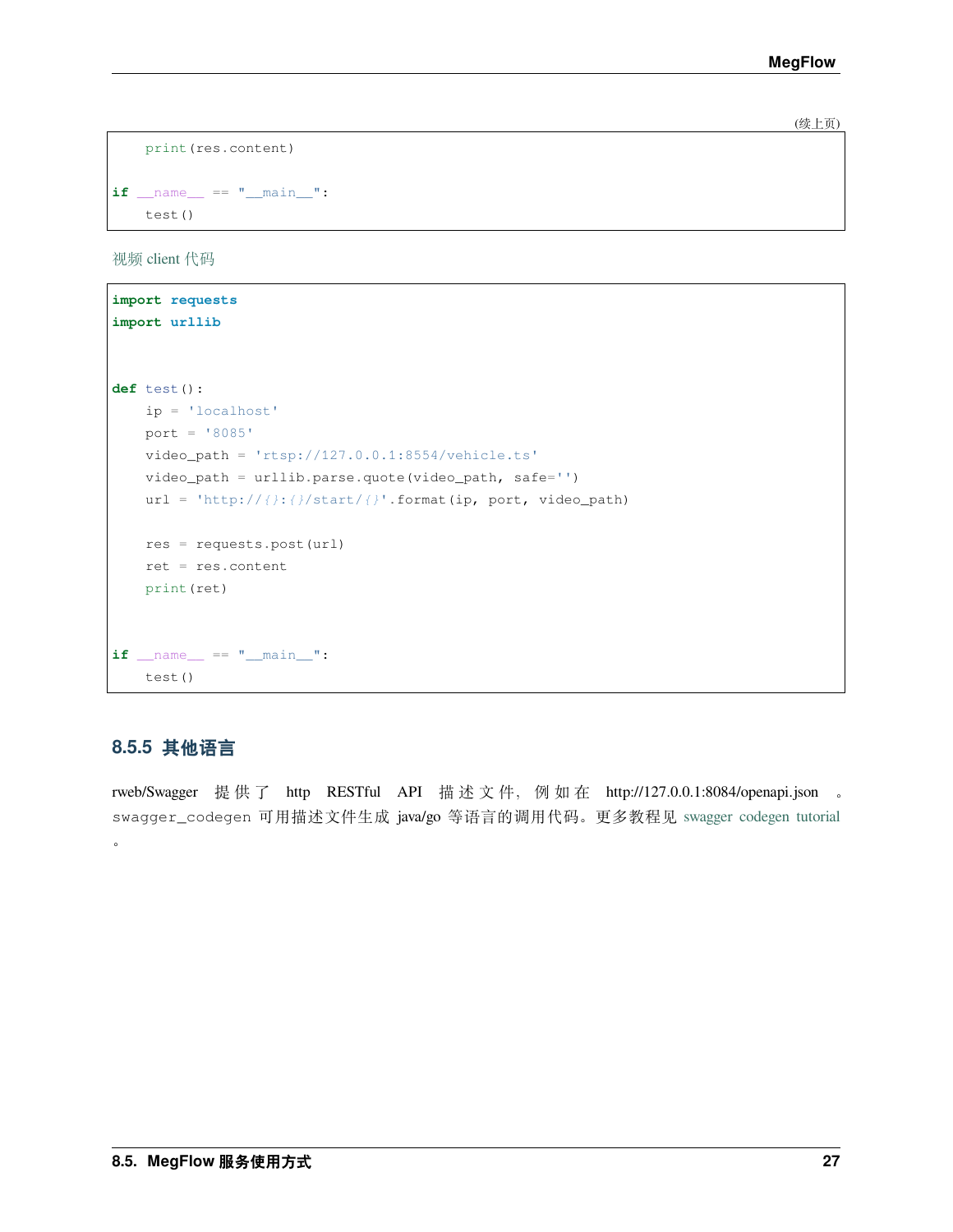(续上页)

```python
    print(res.content)

if __name__ == "__main__":
    test()
```

视频 client 代码

```python
import requests
import urllib


def test():
    ip = 'localhost'
    port = '8085'
    video_path = 'rtsp://127.0.0.1:8554/vehicle.ts'
    video_path = urllib.parse.quote(video_path, safe='')
    url = 'http://{}:{}/start/{}'.format(ip, port, video_path)

    res = requests.post(url)
    ret = res.content
    print(ret)


if __name__ == "__main__":
    test()
```

### 8.5.5 其他语言

rweb/Swagger 提供了 http RESTful API 描述文件，例如在 http://127.0.0.1:8084/openapi.json 。swagger_codegen 可用描述文件生成 java/go 等语言的调用代码。更多教程见 swagger codegen tutorial 。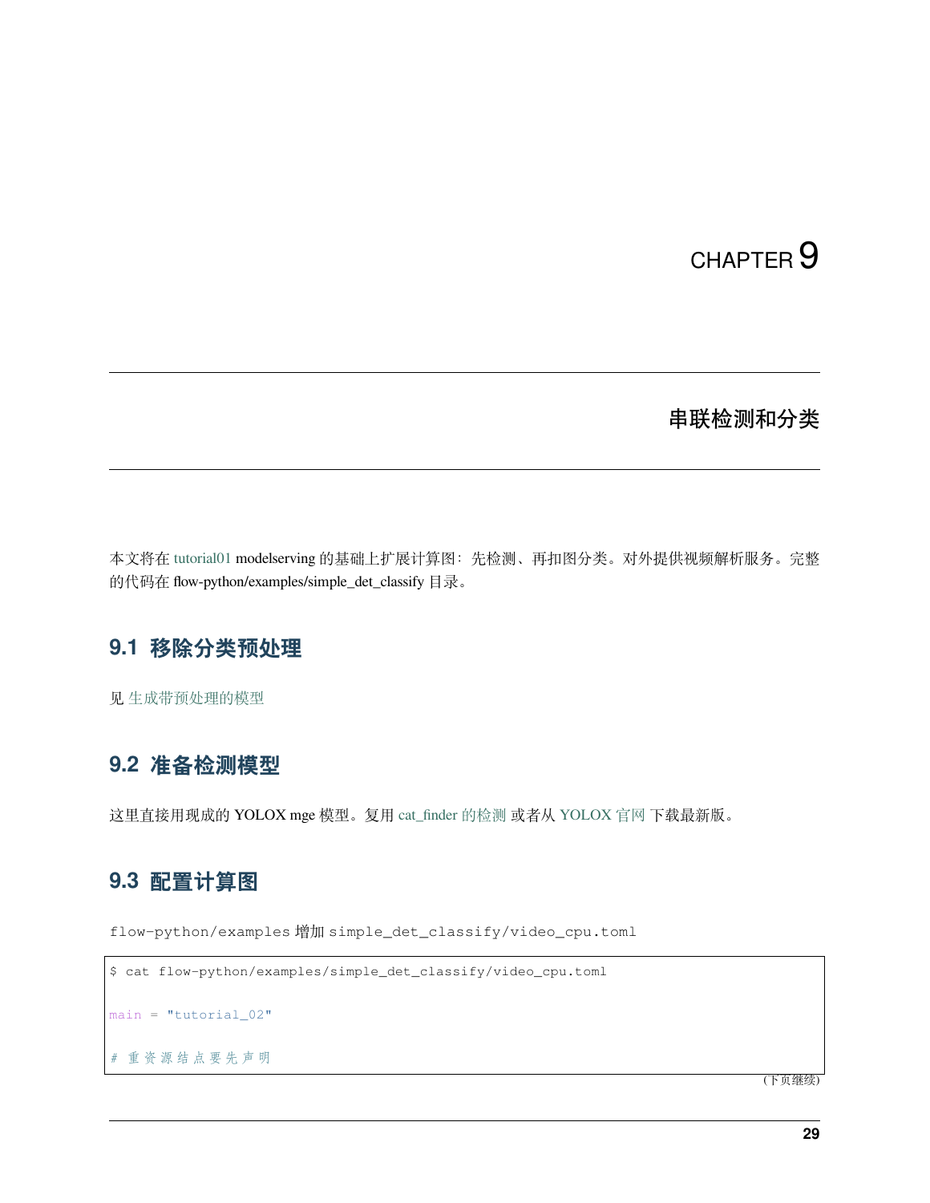# CHAPTER 9

# 串联检测和分类

本文将在 tutorial01 modelserving 的基础上扩展计算图：先检测、再扣图分类。对外提供视频解析服务。完整的代码在 flow-python/examples/simple_det_classify 目录。

## 9.1 移除分类预处理

见 生成带预处理的模型

## 9.2 准备检测模型

这里直接用现成的 YOLOX mge 模型。复用 cat_finder 的检测 或者从 YOLOX 官网 下载最新版。

## 9.3 配置计算图

flow-python/examples 增加 simple_det_classify/video_cpu.toml

```
$ cat flow-python/examples/simple_det_classify/video_cpu.toml

main = "tutorial_02"

# 重资源结点要先声明
```

(下页继续)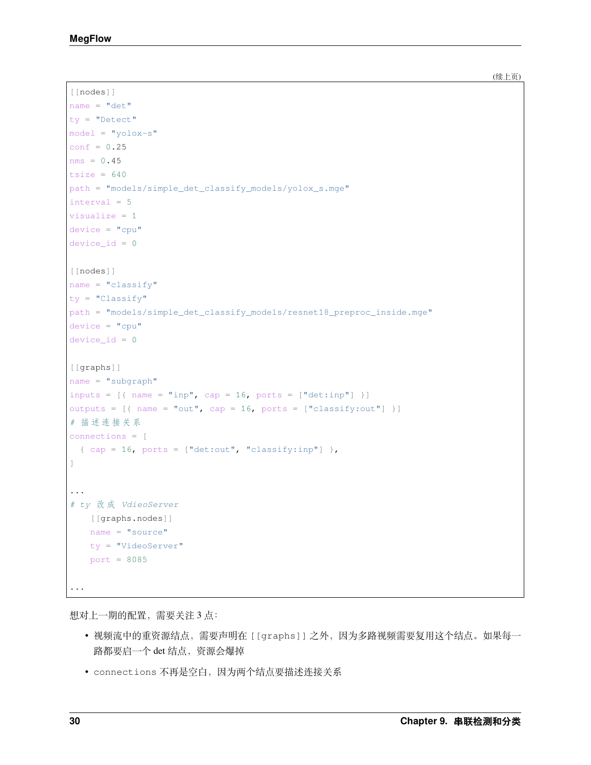(续上页)

```
[[nodes]]
name = "det"
ty = "Detect"
model = "yolox-s"
conf = 0.25
nms = 0.45
tsize = 640
path = "models/simple_det_classify_models/yolox_s.mge"
interval = 5
visualize = 1
device = "cpu"
device_id = 0

[[nodes]]
name = "classify"
ty = "Classify"
path = "models/simple_det_classify_models/resnet18_preproc_inside.mge"
device = "cpu"
device_id = 0

[[graphs]]
name = "subgraph"
inputs = [{ name = "inp", cap = 16, ports = ["det:inp"] }]
outputs = [{ name = "out", cap = 16, ports = ["classify:out"] }]
# 描述连接关系
connections = [
  { cap = 16, ports = ["det:out", "classify:inp"] },
]

...
# ty 改成 VdieoServer
    [[graphs.nodes]]
    name = "source"
    ty = "VideoServer"
    port = 8085

...
```

想对上一期的配置，需要关注 3 点：

- 视频流中的重资源结点，需要声明在 [[graphs]] 之外，因为多路视频需要复用这个结点。如果每一路都要启一个 det 结点，资源会爆掉
- connections 不再是空白，因为两个结点要描述连接关系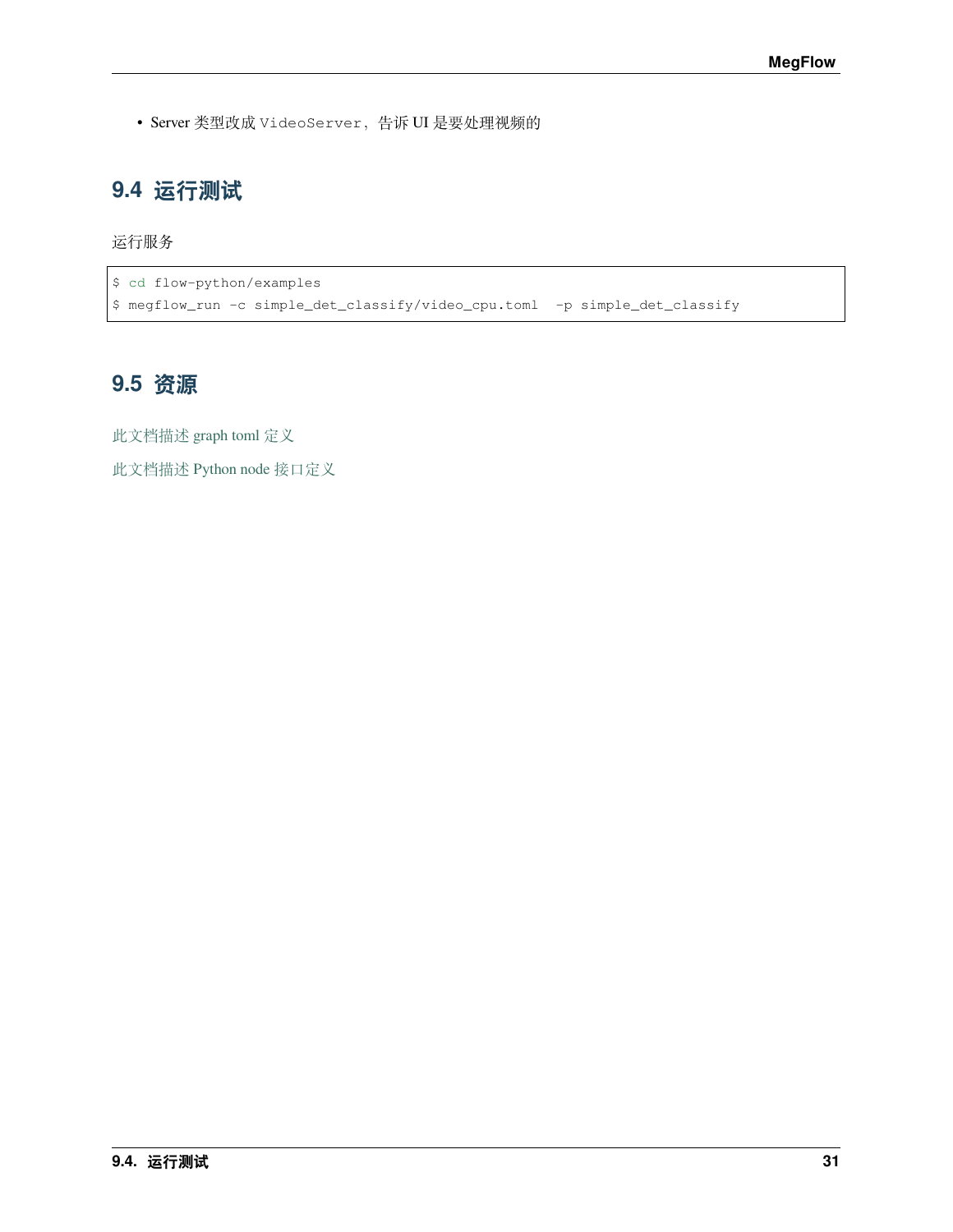- Server 类型改成 `VideoServer`，告诉 UI 是要处理视频的

## 9.4 运行测试

运行服务

```
$ cd flow-python/examples
$ megflow_run -c simple_det_classify/video_cpu.toml  -p simple_det_classify
```

## 9.5 资源

此文档描述 graph toml 定义

此文档描述 Python node 接口定义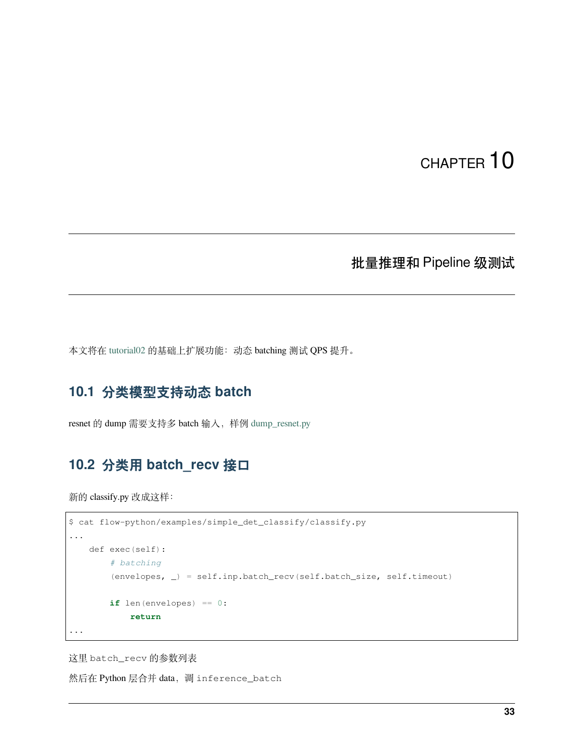# CHAPTER 10

# 批量推理和 Pipeline 级测试

本文将在 tutorial02 的基础上扩展功能：动态 batching 测试 QPS 提升。

## 10.1 分类模型支持动态 batch

resnet 的 dump 需要支持多 batch 输入，样例 dump_resnet.py

## 10.2 分类用 batch_recv 接口

新的 classify.py 改成这样：

```
$ cat flow-python/examples/simple_det_classify/classify.py
...
    def exec(self):
        # batching
        (envelopes, _) = self.inp.batch_recv(self.batch_size, self.timeout)

        if len(envelopes) == 0:
            return
...
```

这里 `batch_recv` 的参数列表

然后在 Python 层合并 data，调 `inference_batch`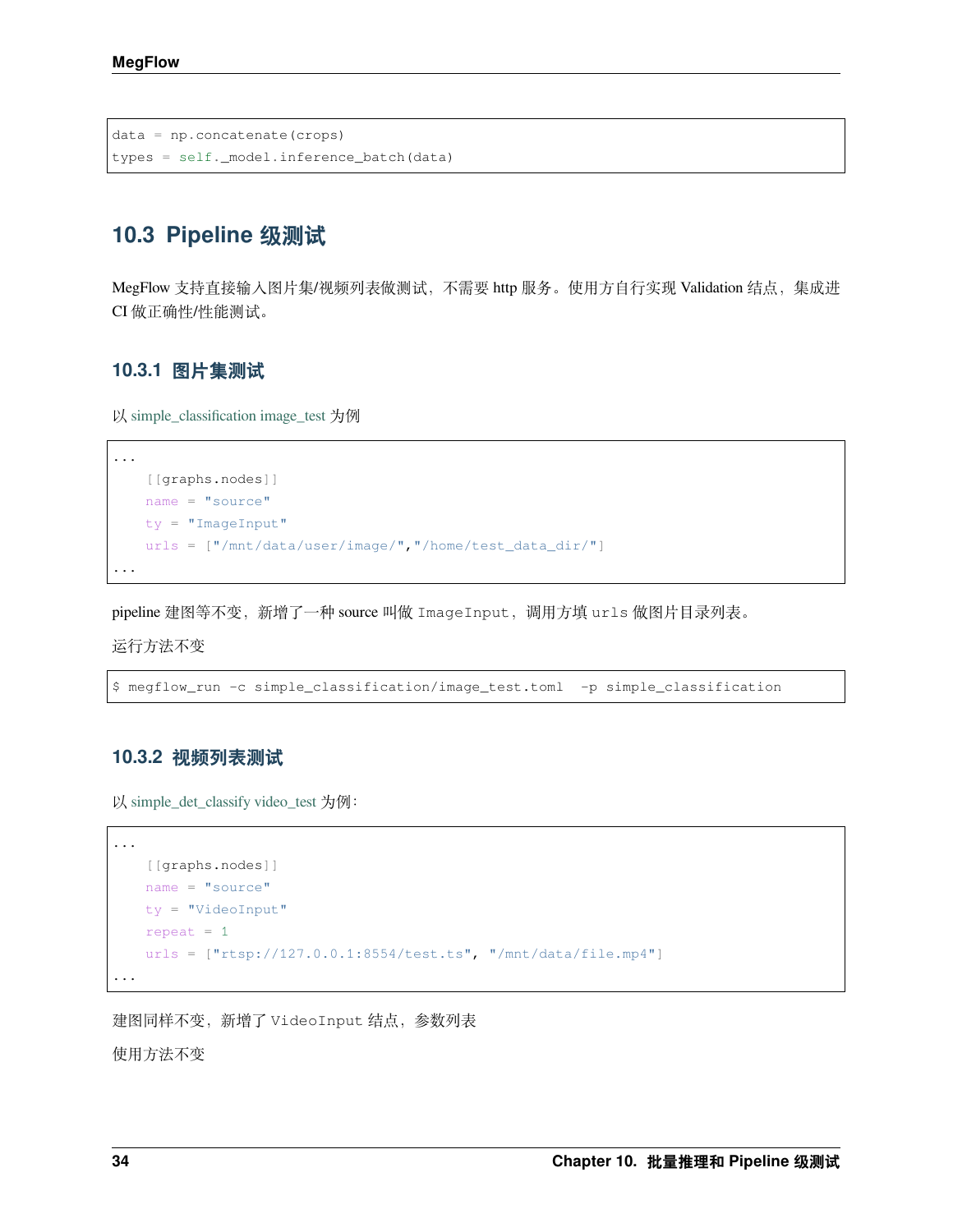```
data = np.concatenate(crops)
types = self._model.inference_batch(data)
```

## 10.3 Pipeline 级测试

MegFlow 支持直接输入图片集/视频列表做测试，不需要 http 服务。使用方自行实现 Validation 结点，集成进 CI 做正确性/性能测试。

### 10.3.1 图片集测试

以 simple_classification image_test 为例

```
...
    [[graphs.nodes]]
    name = "source"
    ty = "ImageInput"
    urls = ["/mnt/data/user/image/","/home/test_data_dir/"]
...
```

pipeline 建图等不变，新增了一种 source 叫做 `ImageInput`，调用方填 `urls` 做图片目录列表。

运行方法不变

```
$ megflow_run -c simple_classification/image_test.toml  -p simple_classification
```

### 10.3.2 视频列表测试

以 simple_det_classify video_test 为例：

```
...
    [[graphs.nodes]]
    name = "source"
    ty = "VideoInput"
    repeat = 1
    urls = ["rtsp://127.0.0.1:8554/test.ts", "/mnt/data/file.mp4"]
...
```

建图同样不变，新增了 `VideoInput` 结点，参数列表

使用方法不变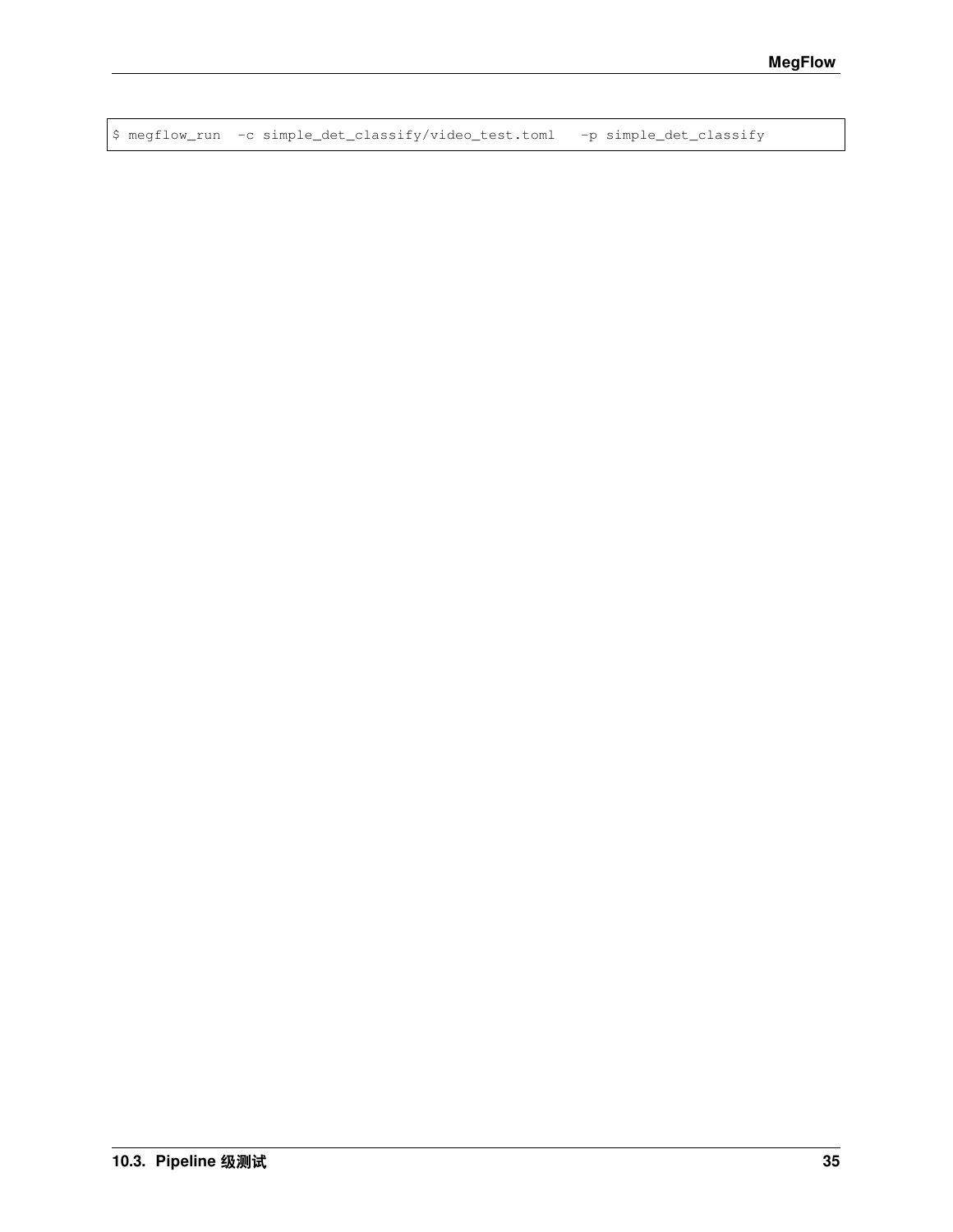```
$ megflow_run  -c simple_det_classify/video_test.toml   -p simple_det_classify
```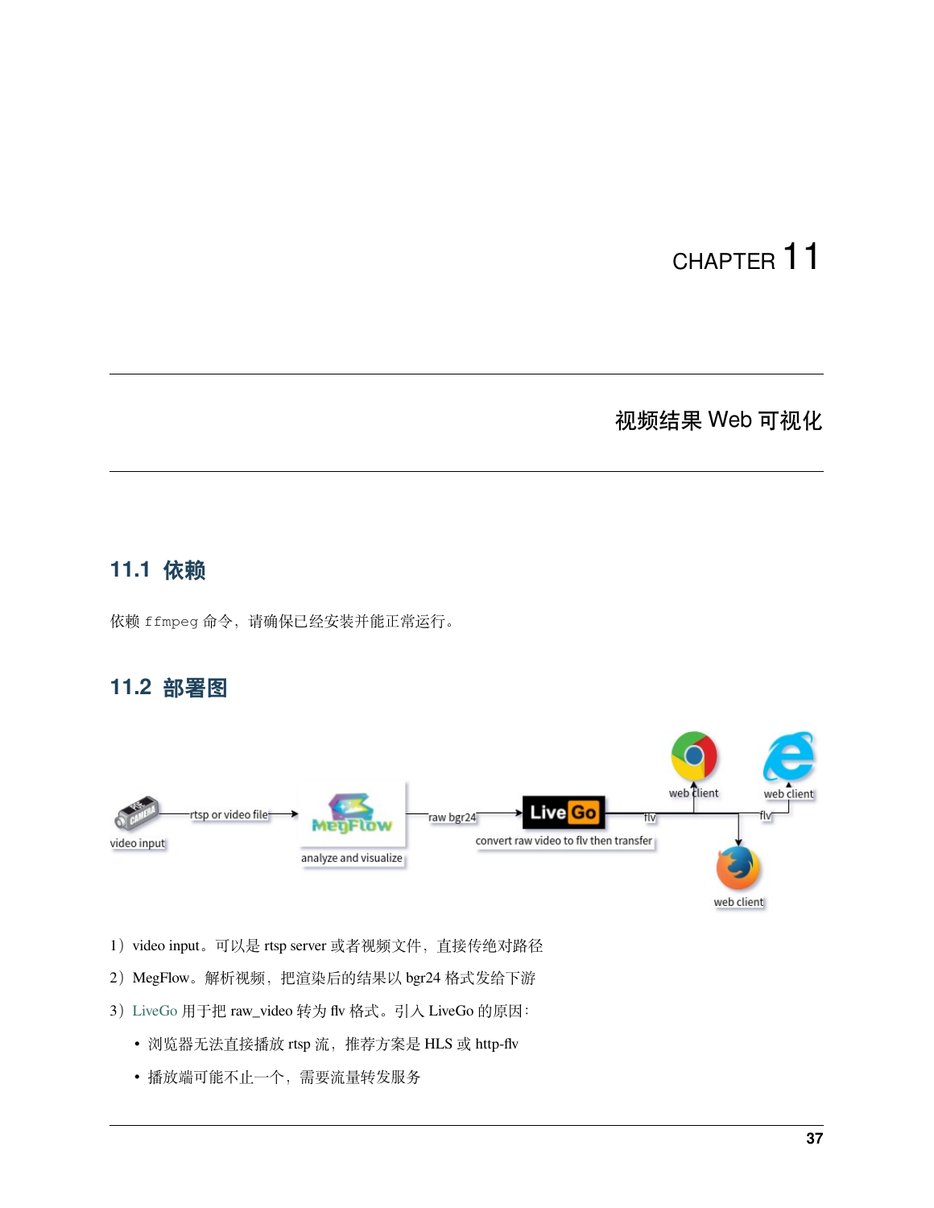# CHAPTER 11

# 视频结果 Web 可视化

## 11.1 依赖

依赖 `ffmpeg` 命令，请确保已经安装并能正常运行。

## 11.2 部署图

1）video input。可以是 rtsp server 或者视频文件，直接传绝对路径

2）MegFlow。解析视频，把渲染后的结果以 bgr24 格式发给下游

3）LiveGo 用于把 raw_video 转为 flv 格式。引入 LiveGo 的原因：

- 浏览器无法直接播放 rtsp 流，推荐方案是 HLS 或 http-flv
- 播放端可能不止一个，需要流量转发服务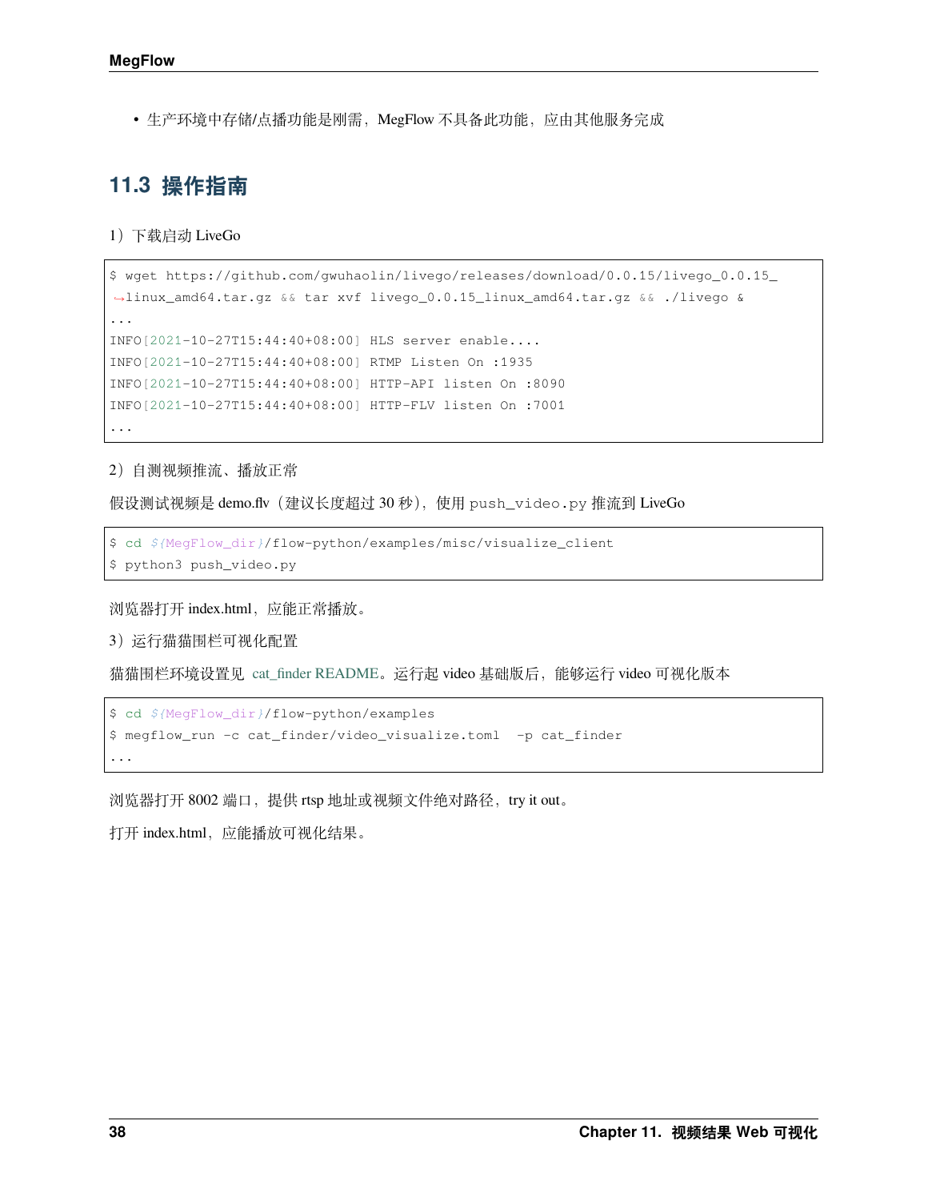- 生产环境中存储/点播功能是刚需，MegFlow 不具备此功能，应由其他服务完成

## 11.3 操作指南

1）下载启动 LiveGo

```
$ wget https://github.com/gwuhaolin/livego/releases/download/0.0.15/livego_0.0.15_linux_amd64.tar.gz && tar xvf livego_0.0.15_linux_amd64.tar.gz && ./livego &
...
INFO[2021-10-27T15:44:40+08:00] HLS server enable....
INFO[2021-10-27T15:44:40+08:00] RTMP Listen On :1935
INFO[2021-10-27T15:44:40+08:00] HTTP-API listen On :8090
INFO[2021-10-27T15:44:40+08:00] HTTP-FLV listen On :7001
...
```

2）自测视频推流、播放正常

假设测试视频是 demo.flv（建议长度超过 30 秒），使用 `push_video.py` 推流到 LiveGo

```
$ cd ${MegFlow_dir}/flow-python/examples/misc/visualize_client
$ python3 push_video.py
```

浏览器打开 index.html，应能正常播放。

3）运行猫猫围栏可视化配置

猫猫围栏环境设置见 cat_finder README。运行起 video 基础版后，能够运行 video 可视化版本

```
$ cd ${MegFlow_dir}/flow-python/examples
$ megflow_run -c cat_finder/video_visualize.toml  -p cat_finder
...
```

浏览器打开 8002 端口，提供 rtsp 地址或视频文件绝对路径，try it out。

打开 index.html，应能播放可视化结果。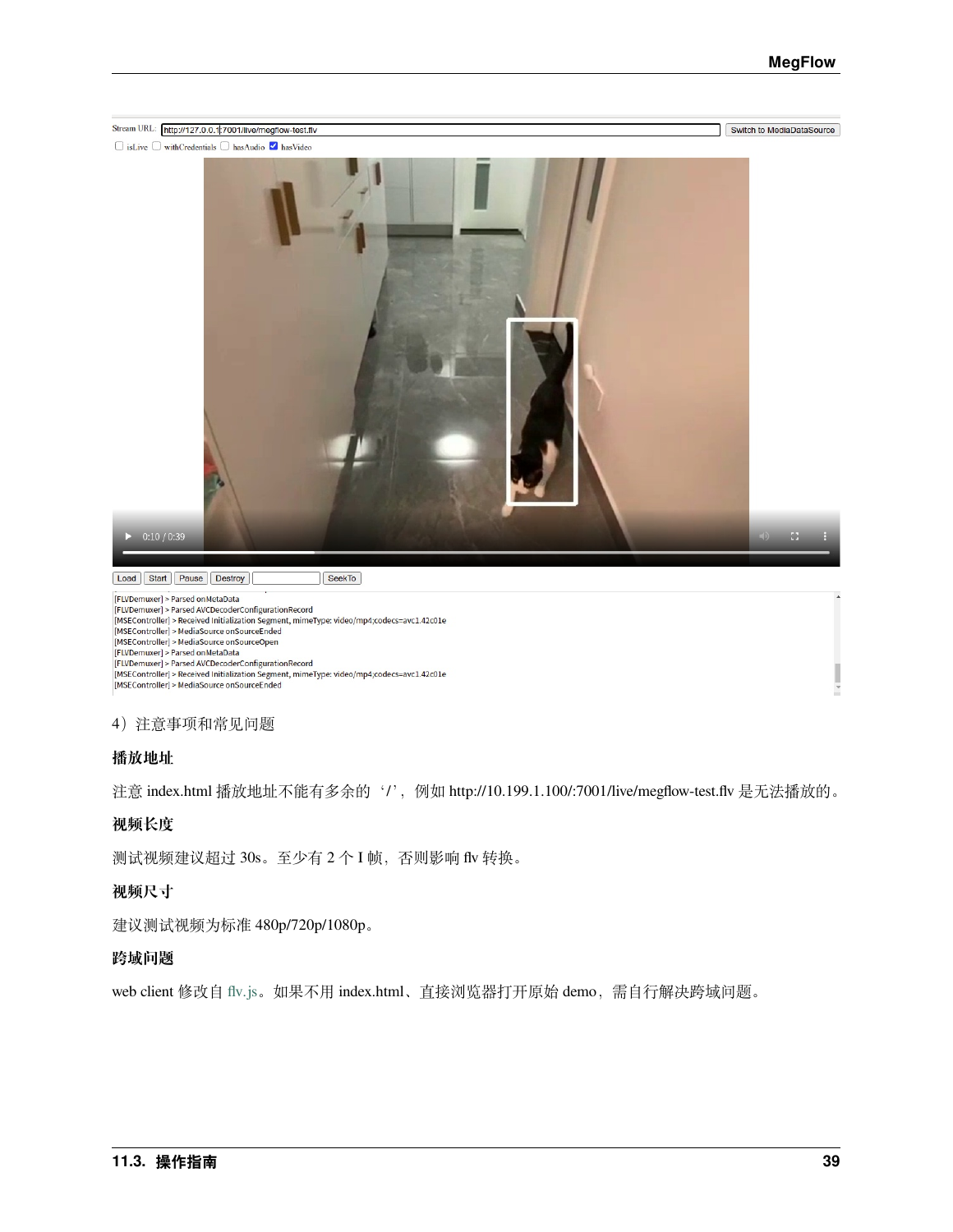4）注意事项和常见问题

**播放地址**

注意 index.html 播放地址不能有多余的‘/’，例如 http://10.199.1.100/:7001/live/megflow-test.flv 是无法播放的。

**视频长度**

测试视频建议超过 30s。至少有 2 个 I 帧，否则影响 flv 转换。

**视频尺寸**

建议测试视频为标准 480p/720p/1080p。

**跨域问题**

web client 修改自 flv.js。如果不用 index.html、直接浏览器打开原始 demo，需自行解决跨域问题。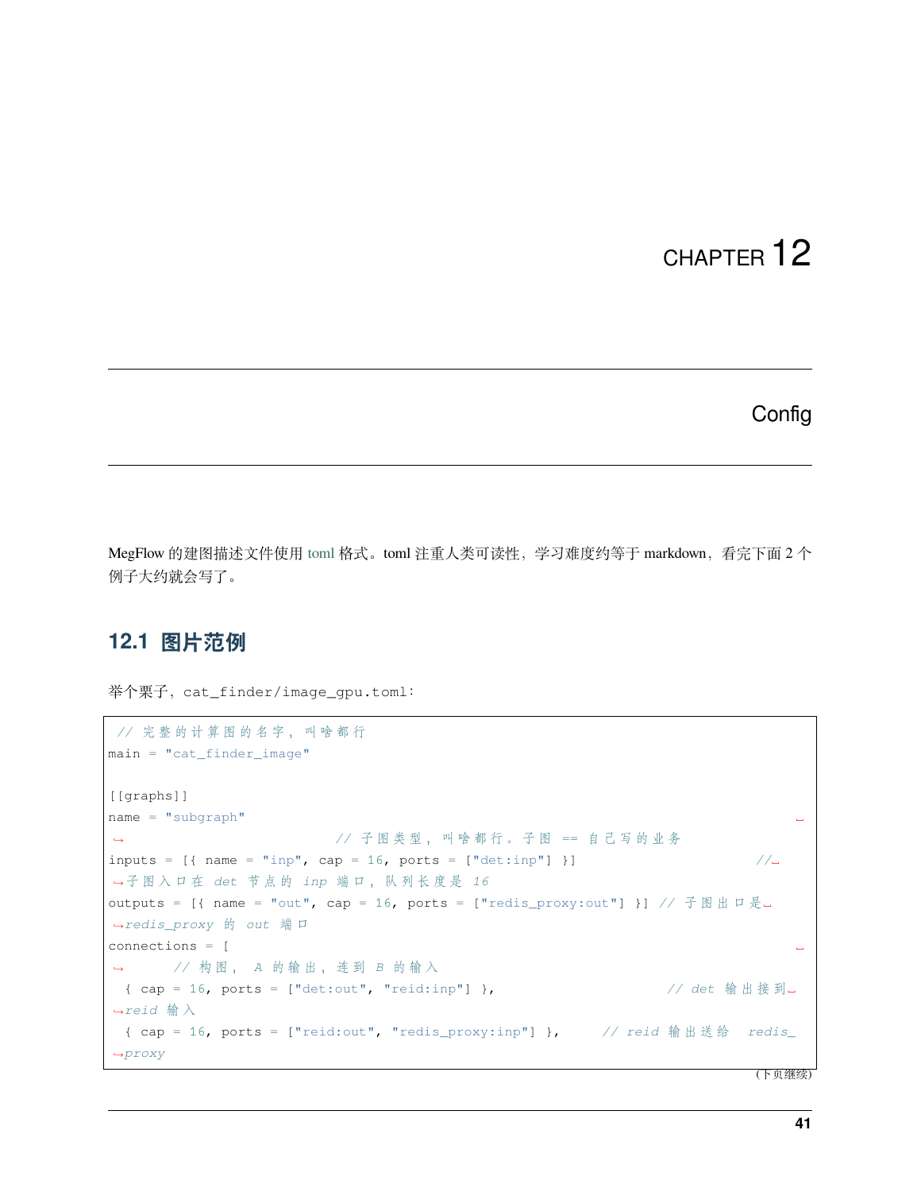# CHAPTER 12

# Config

MegFlow 的建图描述文件使用 toml 格式。toml 注重人类可读性，学习难度约等于 markdown，看完下面 2 个例子大约就会写了。

## 12.1 图片范例

举个栗子，cat_finder/image_gpu.toml：

```
// 完整的计算图的名字，叫啥都行
main = "cat_finder_image"

[[graphs]]
name = "subgraph"                               // 子图类型，叫啥都行。子图 == 自己写的业务
inputs = [{ name = "inp", cap = 16, ports = ["det:inp"] }]          // 子图入口在 det 节点的 inp 端口，队列长度是 16
outputs = [{ name = "out", cap = 16, ports = ["redis_proxy:out"] }] // 子图出口是 redis_proxy 的 out 端口
connections = [                                 // 构图， A 的输出，连到 B 的输入
  { cap = 16, ports = ["det:out", "reid:inp"] },                 // det 输出接到 reid 输入
  { cap = 16, ports = ["reid:out", "redis_proxy:inp"] },      // reid 输出送给 redis_proxy
```

(下页继续)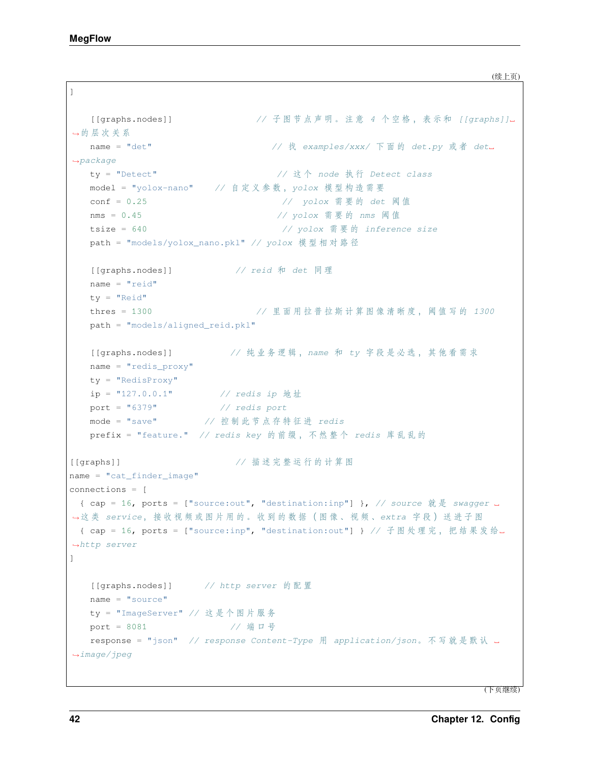(续上页)

```
]

    [[graphs.nodes]]                // 子图节点声明。注意 4 个空格，表示和 [[graphs]] 的层次关系
    name = "det"                    // 找 examples/xxx/ 下面的 det.py 或者 det package
    ty = "Detect"                   // 这个 node 执行 Detect class
    model = "yolox-nano"    // 自定义参数，yolox 模型构造需要
    conf = 0.25                     //  yolox 需要的 det 阈值
    nms = 0.45                      // yolox 需要的 nms 阈值
    tsize = 640                     // yolox 需要的 inference size
    path = "models/yolox_nano.pkl" // yolox 模型相对路径

    [[graphs.nodes]]            // reid 和 det 同理
    name = "reid"
    ty = "Reid"
    thres = 1300                    // 里面用拉普拉斯计算图像清晰度，阈值写的 1300
    path = "models/aligned_reid.pkl"

    [[graphs.nodes]]            // 纯业务逻辑，name 和 ty 字段是必选，其他看需求
    name = "redis_proxy"
    ty = "RedisProxy"
    ip = "127.0.0.1"         // redis ip 地址
    port = "6379"            // redis port
    mode = "save"         // 控制此节点存特征进 redis
    prefix = "feature."  // redis key 的前缀，不然整个 redis 库乱乱的

[[graphs]]                      // 描述完整运行的计算图
name = "cat_finder_image"
connections = [
  { cap = 16, ports = ["source:out", "destination:inp"] }, // source 就是 swagger 这类 service，接收视频或图片用的。收到的数据 (图像、视频、extra 字段) 送进子图
  { cap = 16, ports = ["source:inp", "destination:out"] } // 子图处理完，把结果发给 http server
]

    [[graphs.nodes]]       // http server 的配置
    name = "source"
    ty = "ImageServer" // 这是个图片服务
    port = 8081                // 端口号
    response = "json"  // response Content-Type 用 application/json。不写就是默认 image/jpeg
```

(下页继续)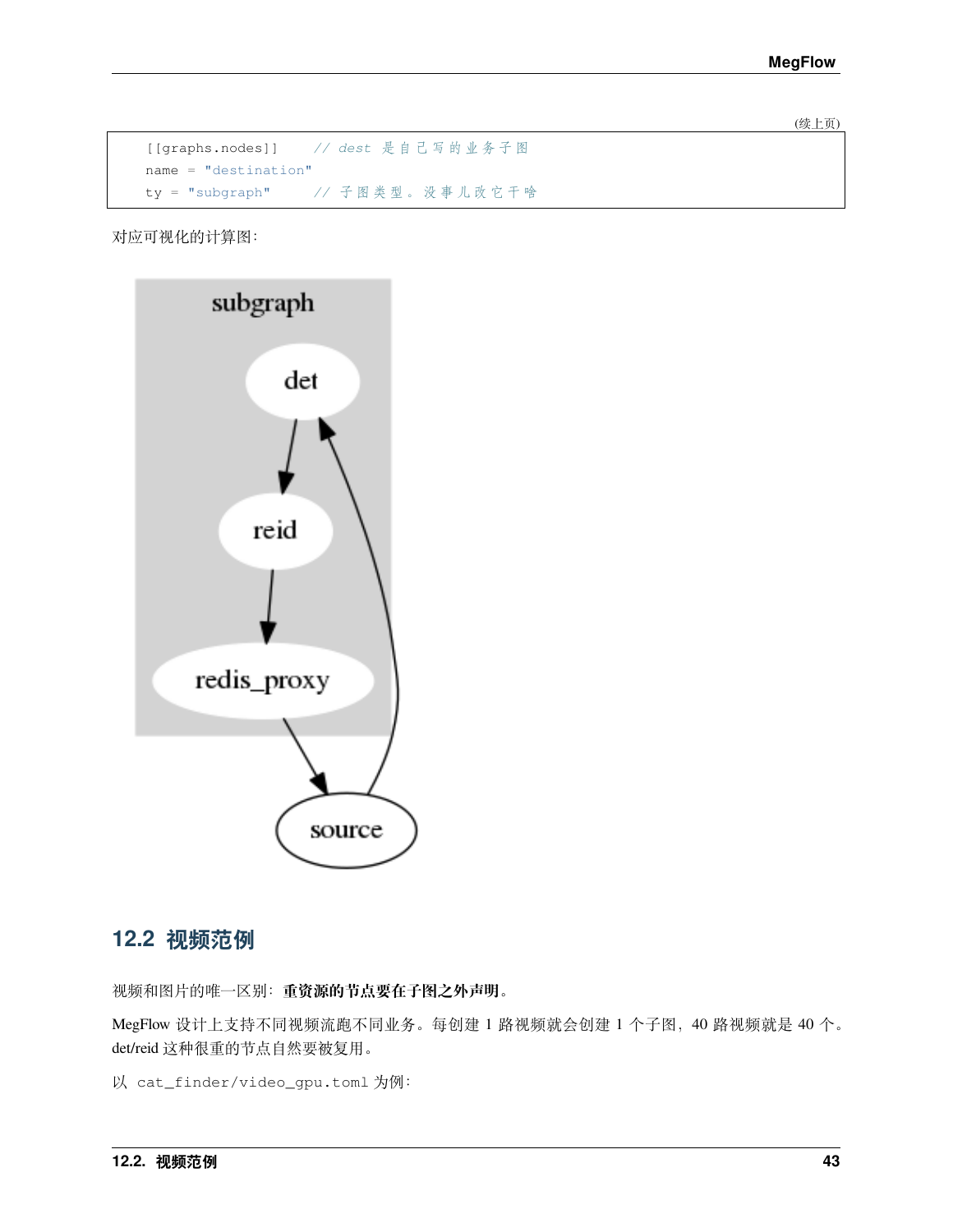(续上页)

```
[[graphs.nodes]]    // dest 是自己写的业务子图
name = "destination"
ty = "subgraph"     // 子图类型。没事儿改它干啥
```

对应可视化的计算图:

## 12.2 视频范例

视频和图片的唯一区别:**重资源的节点要在子图之外声明。**

MegFlow 设计上支持不同视频流跑不同业务。每创建 1 路视频就会创建 1 个子图,40 路视频就是 40 个。det/reid 这种很重的节点自然要被复用。

以 `cat_finder/video_gpu.toml` 为例: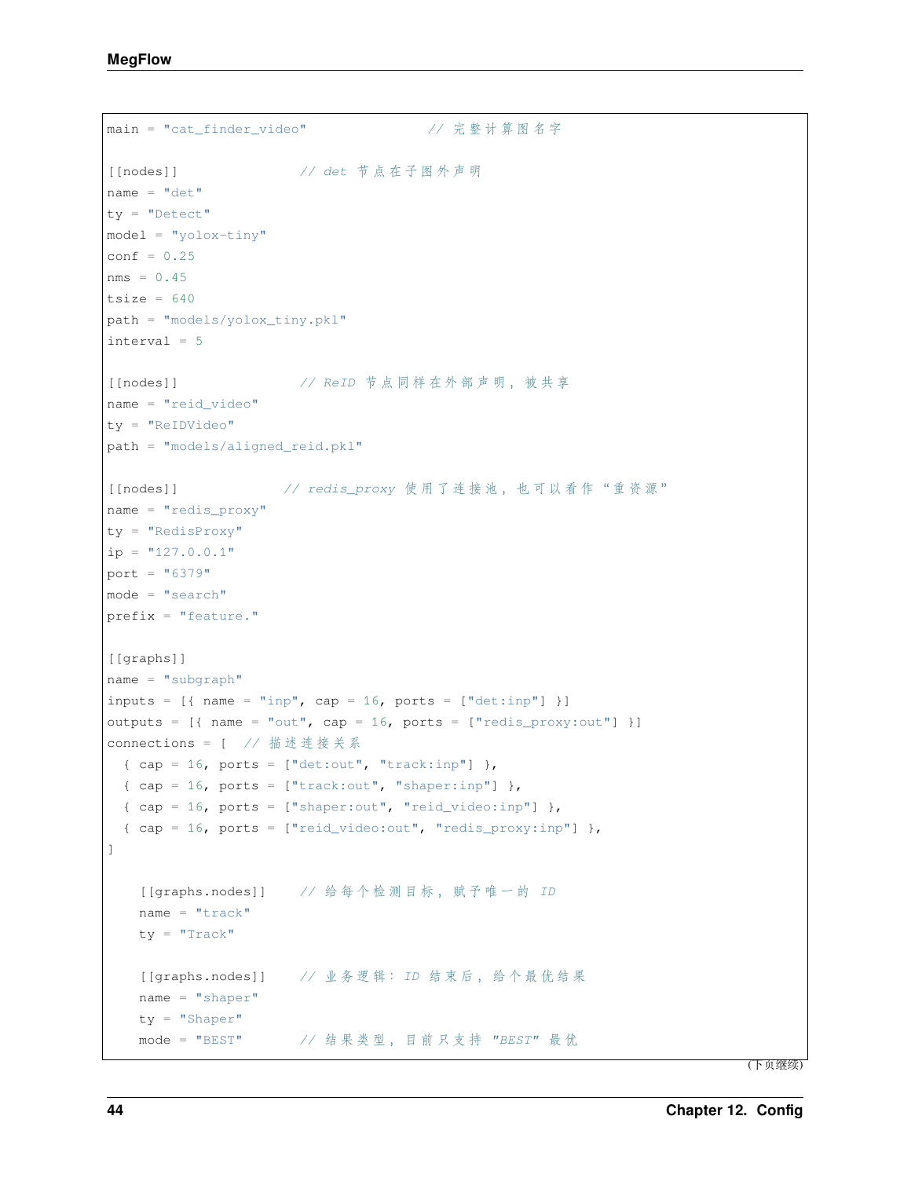```
main = "cat_finder_video"              // 完整计算图名字

[[nodes]]               // det 节点在子图外声明
name = "det"
ty = "Detect"
model = "yolox-tiny"
conf = 0.25
nms = 0.45
tsize = 640
path = "models/yolox_tiny.pkl"
interval = 5

[[nodes]]               // ReID 节点同样在外部声明，被共享
name = "reid_video"
ty = "ReIDVideo"
path = "models/aligned_reid.pkl"

[[nodes]]             // redis_proxy 使用了连接池，也可以看作“重资源”
name = "redis_proxy"
ty = "RedisProxy"
ip = "127.0.0.1"
port = "6379"
mode = "search"
prefix = "feature."

[[graphs]]
name = "subgraph"
inputs = [{ name = "inp", cap = 16, ports = ["det:inp"] }]
outputs = [{ name = "out", cap = 16, ports = ["redis_proxy:out"] }]
connections = [  // 描述连接关系
  { cap = 16, ports = ["det:out", "track:inp"] },
  { cap = 16, ports = ["track:out", "shaper:inp"] },
  { cap = 16, ports = ["shaper:out", "reid_video:inp"] },
  { cap = 16, ports = ["reid_video:out", "redis_proxy:inp"] },
]

    [[graphs.nodes]]    // 给每个检测目标，赋予唯一的 ID
    name = "track"
    ty = "Track"

    [[graphs.nodes]]    // 业务逻辑：ID 结束后，给个最优结果
    name = "shaper"
    ty = "Shaper"
    mode = "BEST"       // 结果类型，目前只支持 "BEST" 最优
```

（下页继续）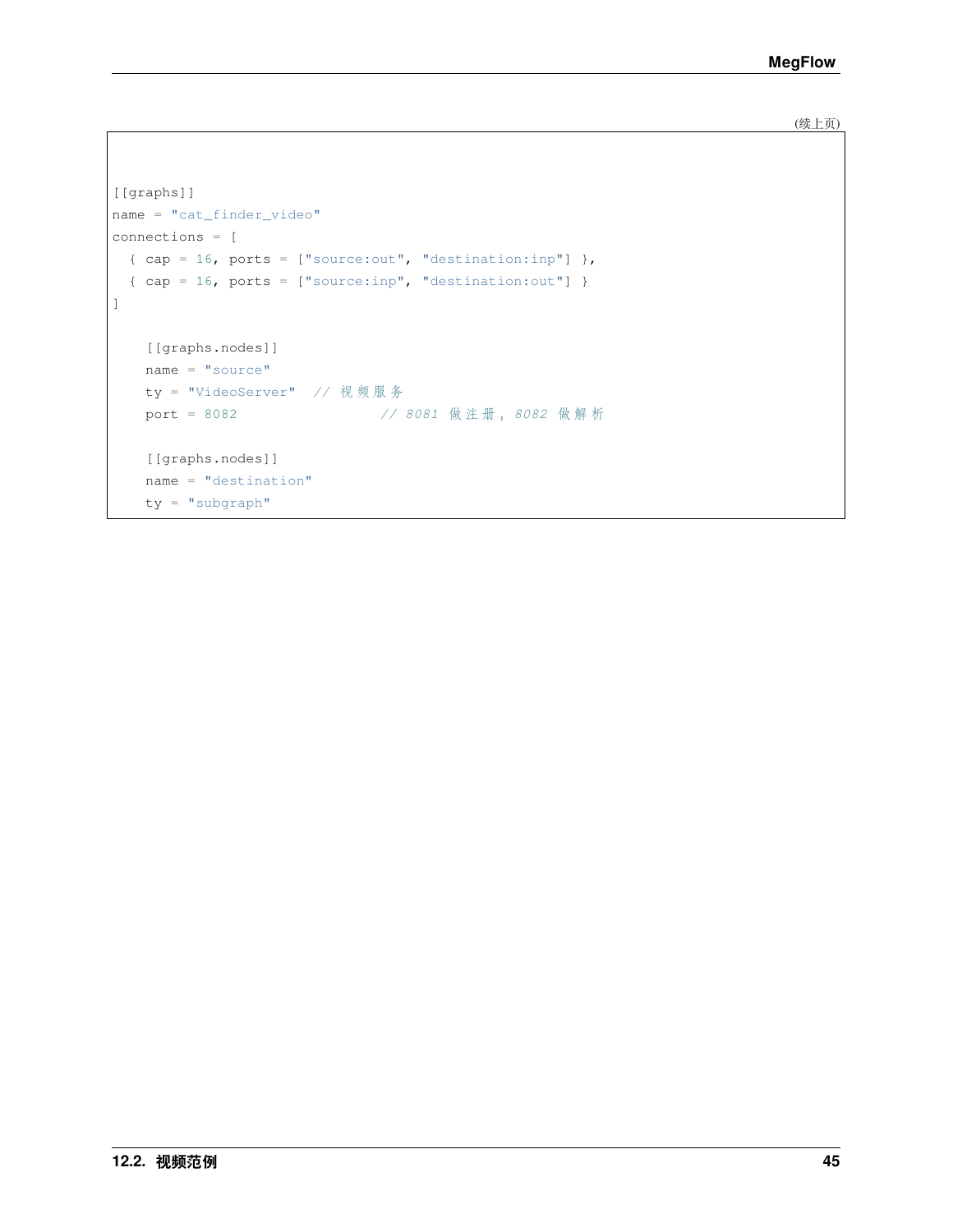(续上页)

```
[[graphs]]
name = "cat_finder_video"
connections = [
  { cap = 16, ports = ["source:out", "destination:inp"] },
  { cap = 16, ports = ["source:inp", "destination:out"] }
]

    [[graphs.nodes]]
    name = "source"
    ty = "VideoServer"  // 视频服务
    port = 8082                  // 8081 做注册, 8082 做解析

    [[graphs.nodes]]
    name = "destination"
    ty = "subgraph"
```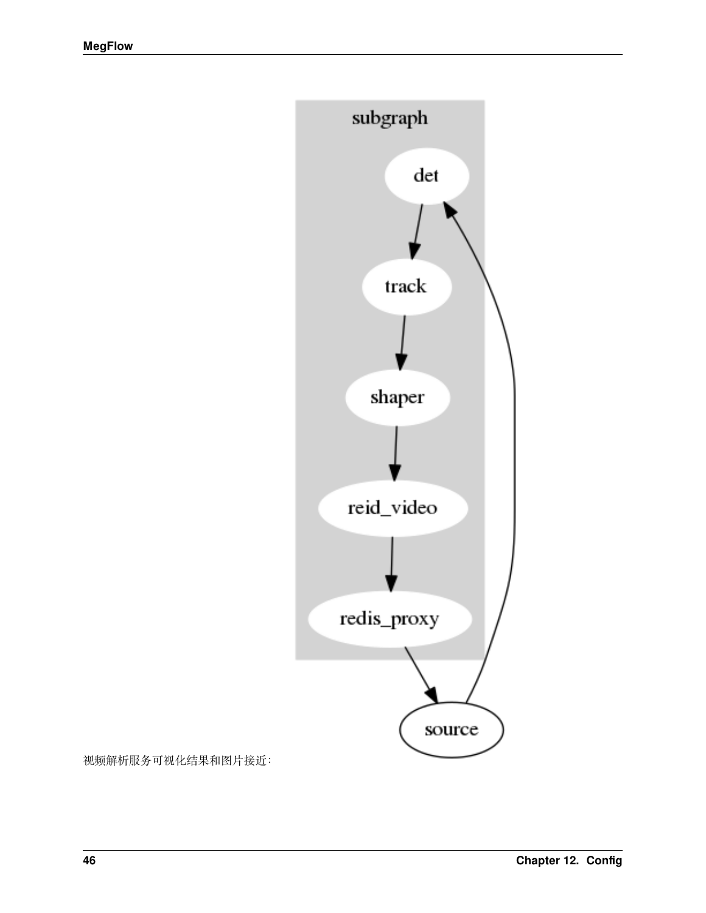视频解析服务可视化结果和图片接近: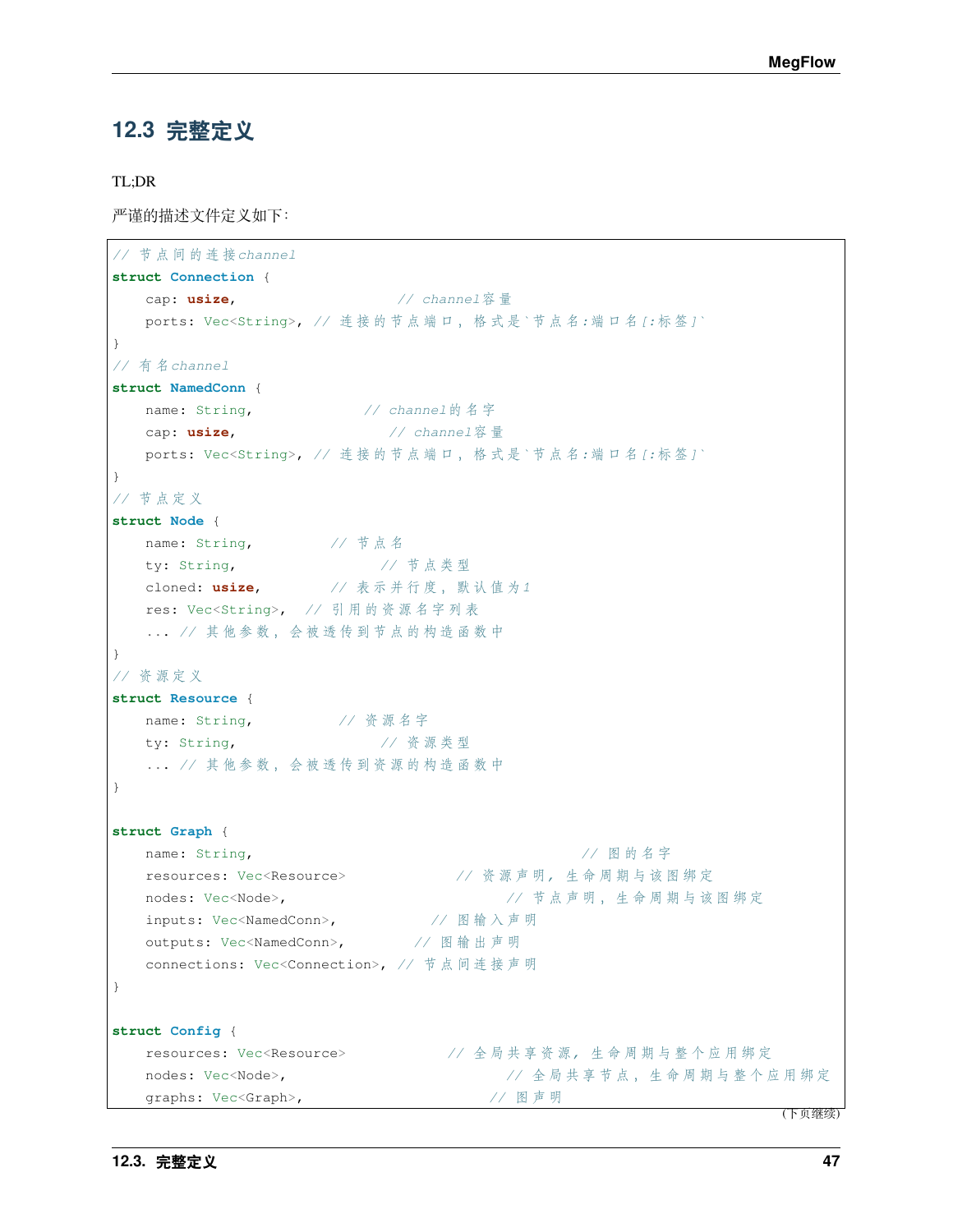## 12.3 完整定义

TL;DR

严谨的描述文件定义如下：

```
// 节点间的连接channel
struct Connection {
    cap: usize,                    // channel容量
    ports: Vec<String>, // 连接的节点端口，格式是`节点名:端口名[:标签]`
}
// 有名channel
struct NamedConn {
    name: String,              // channel的名字
    cap: usize,                   // channel容量
    ports: Vec<String>, // 连接的节点端口，格式是`节点名:端口名[:标签]`
}
// 节点定义
struct Node {
    name: String,          // 节点名
    ty: String,                  // 节点类型
    cloned: usize,         // 表示并行度，默认值为1
    res: Vec<String>,   // 引用的资源名字列表
    ... // 其他参数，会被透传到节点的构造函数中
}
// 资源定义
struct Resource {
    name: String,           // 资源名字
    ty: String,                  // 资源类型
    ... // 其他参数，会被透传到资源的构造函数中
}

struct Graph {
    name: String,                                      // 图的名字
    resources: Vec<Resource>              // 资源声明，生命周期与该图绑定
    nodes: Vec<Node>,                                // 节点声明，生命周期与该图绑定
    inputs: Vec<NamedConn>,            // 图输入声明
    outputs: Vec<NamedConn>,         // 图输出声明
    connections: Vec<Connection>, // 节点间连接声明
}

struct Config {
    resources: Vec<Resource>             // 全局共享资源，生命周期与整个应用绑定
    nodes: Vec<Node>,                                // 全局共享节点，生命周期与整个应用绑定
    graphs: Vec<Graph>,                          // 图声明
```

(下页继续)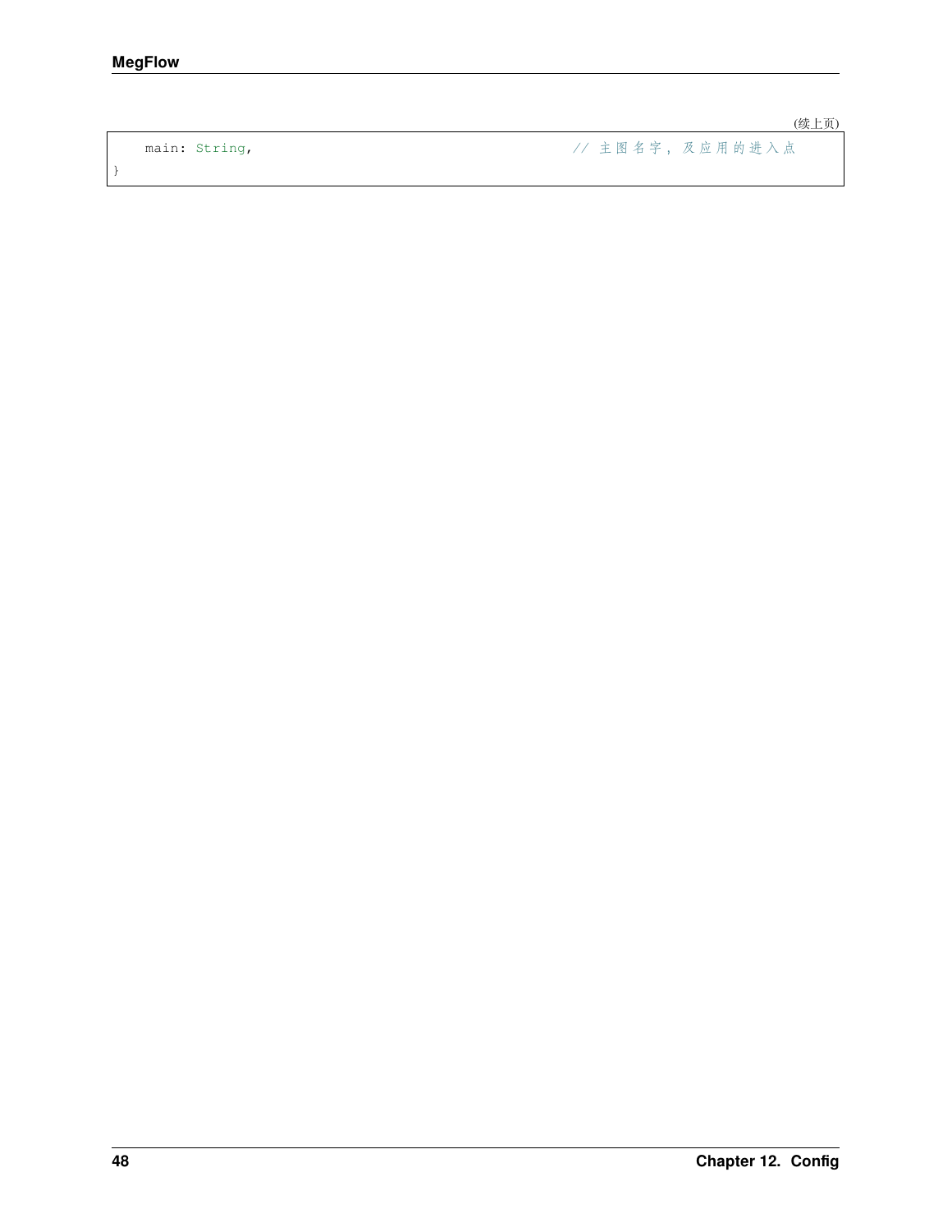(续上页)

```
    main: String,                                   // 主图名字, 及应用的进入点
}
```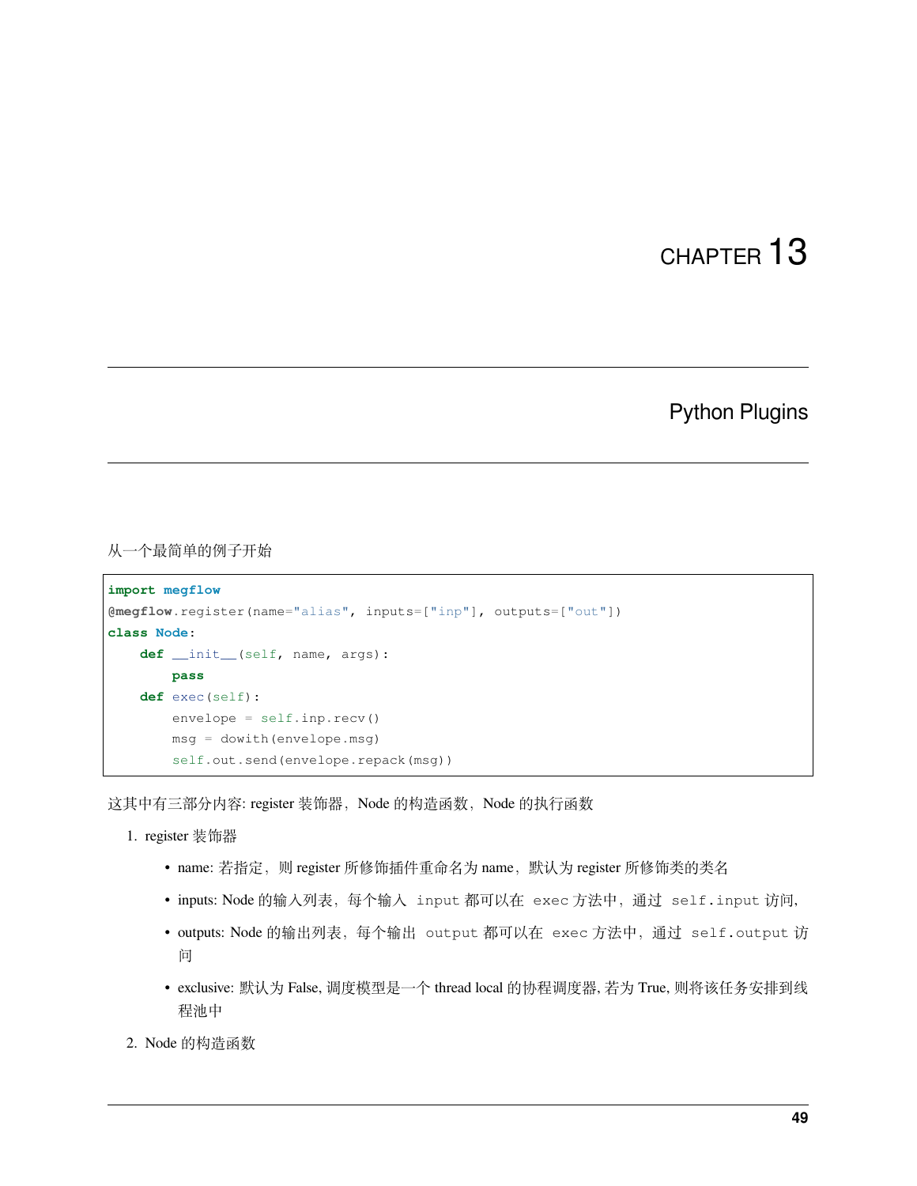# CHAPTER 13

# Python Plugins

从一个最简单的例子开始

```
import megflow
@megflow.register(name="alias", inputs=["inp"], outputs=["out"])
class Node:
    def __init__(self, name, args):
        pass
    def exec(self):
        envelope = self.inp.recv()
        msg = dowith(envelope.msg)
        self.out.send(envelope.repack(msg))
```

这其中有三部分内容: register 装饰器，Node 的构造函数，Node 的执行函数

1. register 装饰器
   - name: 若指定，则 register 所修饰插件重命名为 name，默认为 register 所修饰类的类名
   - inputs: Node 的输入列表，每个输入 `input` 都可以在 `exec` 方法中，通过 `self.input` 访问,
   - outputs: Node 的输出列表，每个输出 `output` 都可以在 `exec` 方法中，通过 `self.output` 访问
   - exclusive: 默认为 False, 调度模型是一个 thread local 的协程调度器, 若为 True, 则将该任务安排到线程池中
2. Node 的构造函数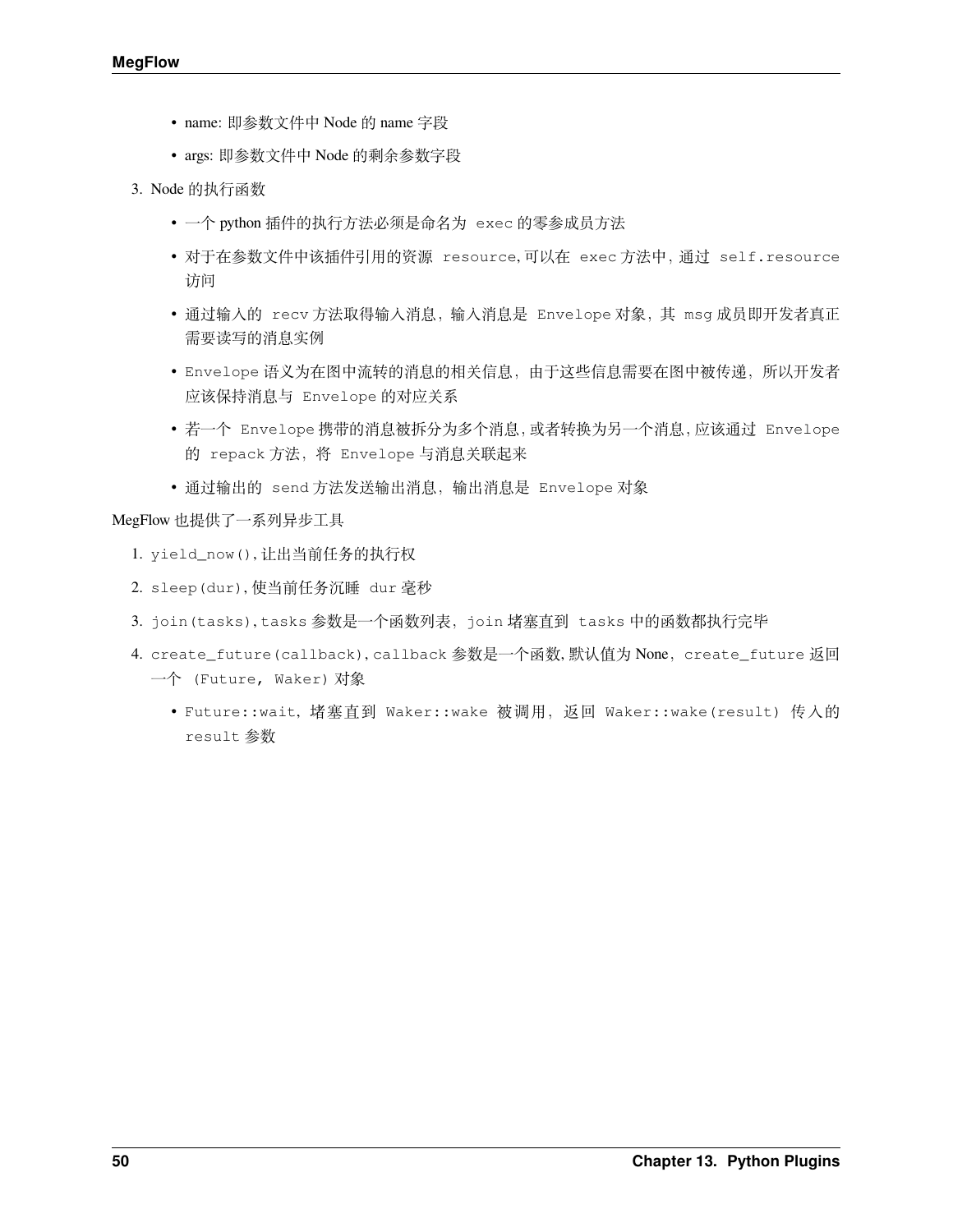- name: 即参数文件中 Node 的 name 字段
- args: 即参数文件中 Node 的剩余参数字段

3. Node 的执行函数

   - 一个 python 插件的执行方法必须是命名为 `exec` 的零参成员方法
   - 对于在参数文件中该插件引用的资源 `resource`, 可以在 `exec` 方法中, 通过 `self.resource` 访问
   - 通过输入的 `recv` 方法取得输入消息，输入消息是 `Envelope` 对象，其 `msg` 成员即开发者真正需要读写的消息实例
   - `Envelope` 语义为在图中流转的消息的相关信息，由于这些信息需要在图中被传递，所以开发者应该保持消息与 `Envelope` 的对应关系
   - 若一个 `Envelope` 携带的消息被拆分为多个消息, 或者转换为另一个消息, 应该通过 `Envelope` 的 `repack` 方法，将 `Envelope` 与消息关联起来
   - 通过输出的 `send` 方法发送输出消息，输出消息是 `Envelope` 对象

MegFlow 也提供了一系列异步工具

1. `yield_now()`, 让出当前任务的执行权
2. `sleep(dur)`, 使当前任务沉睡 `dur` 毫秒
3. `join(tasks)`, `tasks` 参数是一个函数列表，`join` 堵塞直到 `tasks` 中的函数都执行完毕
4. `create_future(callback)`, `callback` 参数是一个函数, 默认值为 None，`create_future` 返回一个 `(Future, Waker)` 对象

   - `Future::wait`，堵塞直到 `Waker::wake` 被调用，返回 `Waker::wake(result)` 传入的 `result` 参数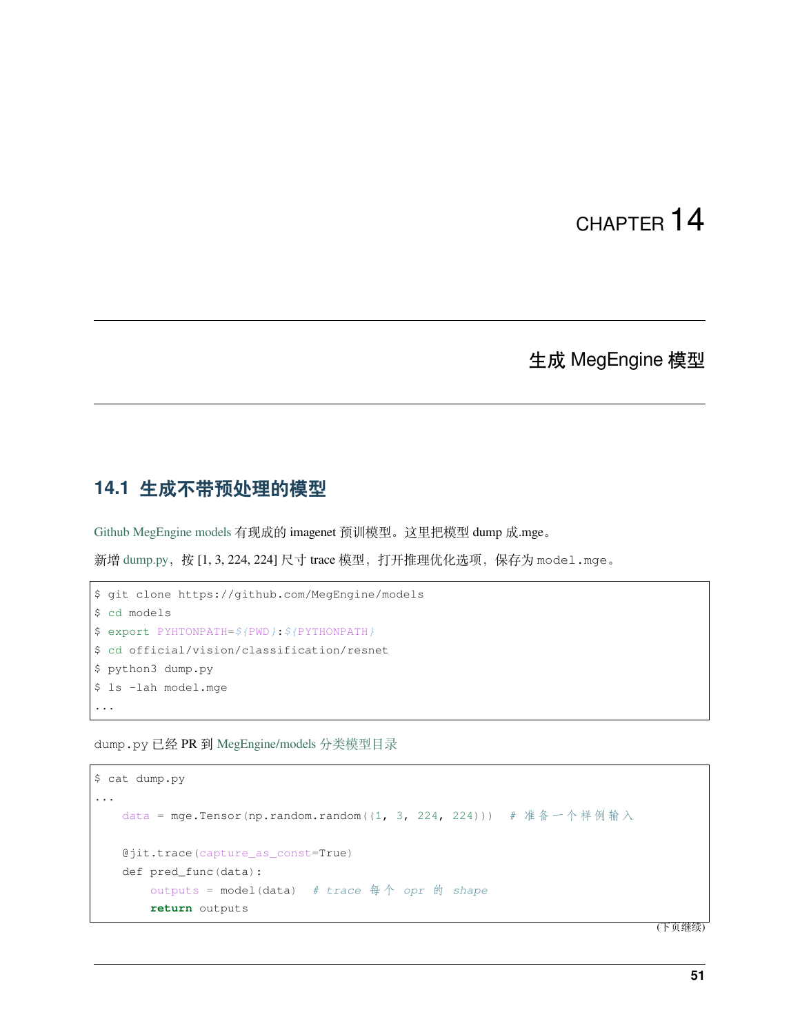# CHAPTER 14

# 生成 MegEngine 模型

## 14.1 生成不带预处理的模型

Github MegEngine models 有现成的 imagenet 预训模型。这里把模型 dump 成.mge。

新增 dump.py，按 [1, 3, 224, 224] 尺寸 trace 模型，打开推理优化选项，保存为 model.mge。

```
$ git clone https://github.com/MegEngine/models
$ cd models
$ export PYHTONPATH=${PWD}:${PYTHONPATH}
$ cd official/vision/classification/resnet
$ python3 dump.py
$ ls -lah model.mge
...
```

dump.py 已经 PR 到 MegEngine/models 分类模型目录

```
$ cat dump.py
...
    data = mge.Tensor(np.random.random((1, 3, 224, 224)))  # 准备一个样例输入

    @jit.trace(capture_as_const=True)
    def pred_func(data):
        outputs = model(data)  # trace 每个 opr 的 shape
        return outputs
```

(下页继续)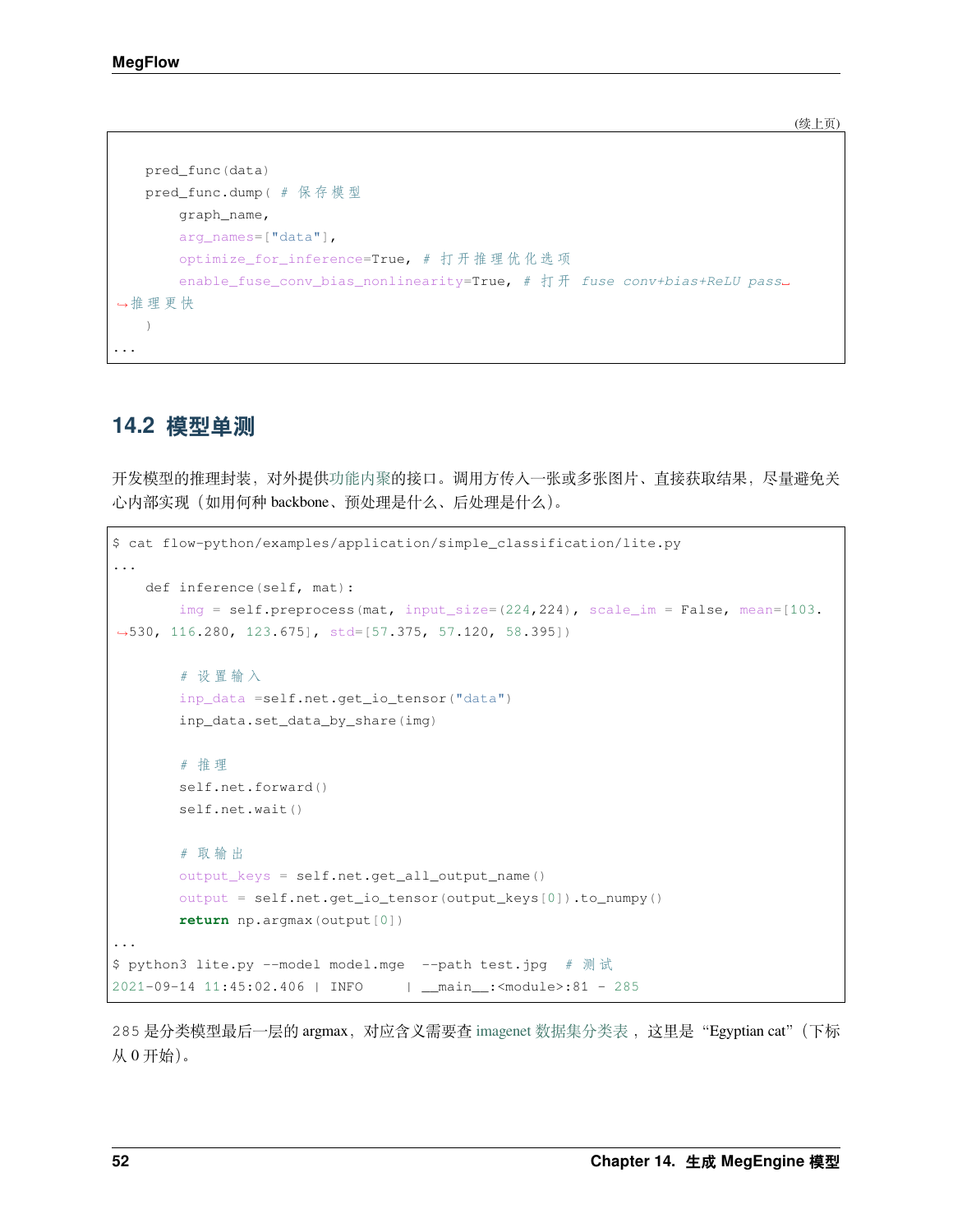(续上页)

```
    pred_func(data)
    pred_func.dump( # 保存模型
        graph_name,
        arg_names=["data"],
        optimize_for_inference=True, # 打开推理优化选项
        enable_fuse_conv_bias_nonlinearity=True, # 打开 fuse conv+bias+ReLU pass 推理更快
    )
...
```

## 14.2 模型单测

开发模型的推理封装，对外提供功能内聚的接口。调用方传入一张或多张图片、直接获取结果，尽量避免关心内部实现（如用何种 backbone、预处理是什么、后处理是什么）。

```
$ cat flow-python/examples/application/simple_classification/lite.py
...
    def inference(self, mat):
        img = self.preprocess(mat, input_size=(224,224), scale_im = False, mean=[103.530, 116.280, 123.675], std=[57.375, 57.120, 58.395])

        # 设置输入
        inp_data =self.net.get_io_tensor("data")
        inp_data.set_data_by_share(img)

        # 推理
        self.net.forward()
        self.net.wait()

        # 取输出
        output_keys = self.net.get_all_output_name()
        output = self.net.get_io_tensor(output_keys[0]).to_numpy()
        return np.argmax(output[0])
...
$ python3 lite.py --model model.mge  --path test.jpg  # 测试
2021-09-14 11:45:02.406 | INFO     | __main__:<module>:81 - 285
```

285 是分类模型最后一层的 argmax，对应含义需要查 imagenet 数据集分类表，这里是 “Egyptian cat”（下标从 0 开始）。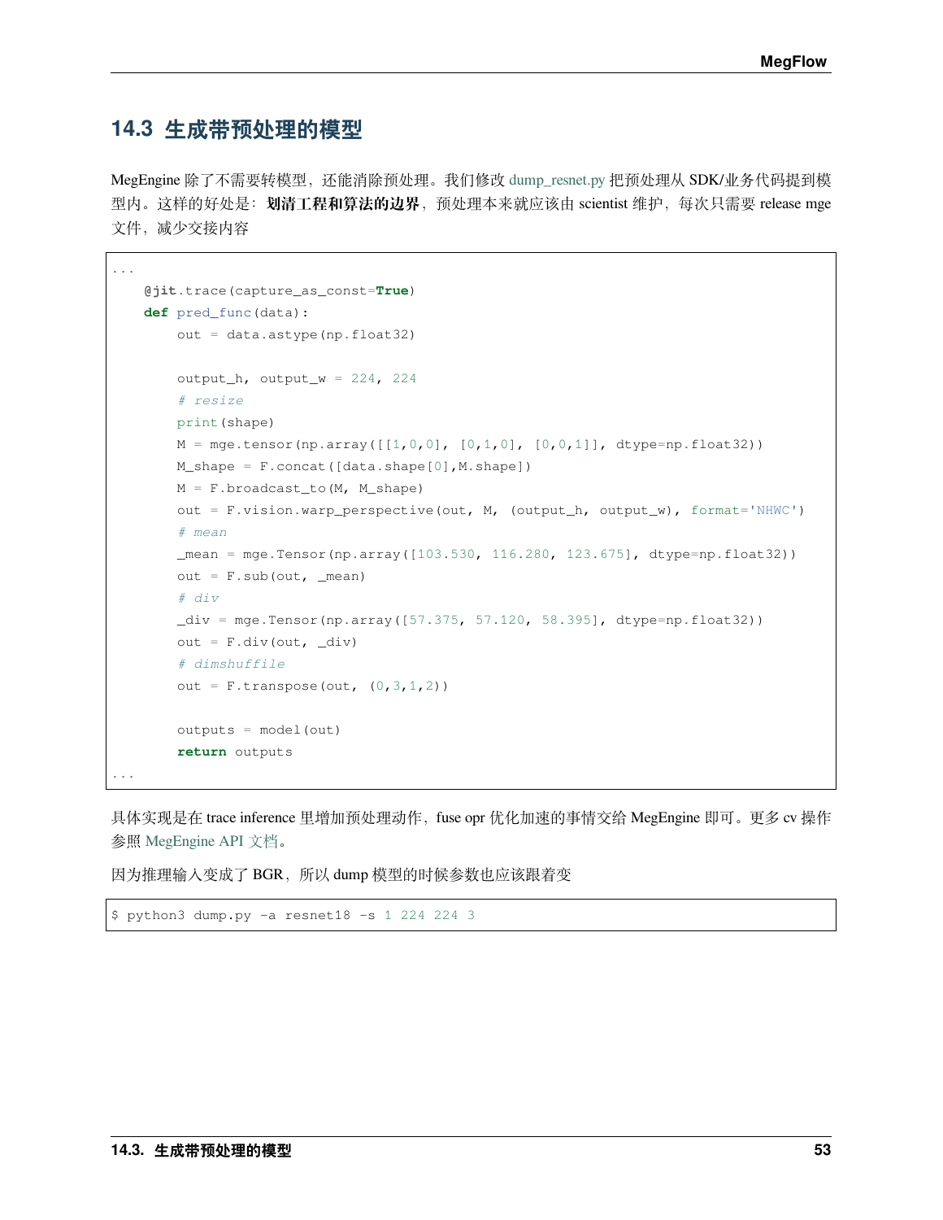## 14.3 生成带预处理的模型

MegEngine 除了不需要转模型，还能消除预处理。我们修改 dump_resnet.py 把预处理从 SDK/业务代码提到模型内。这样的好处是：**划清工程和算法的边界**，预处理本来就应该由 scientist 维护，每次只需要 release mge 文件，减少交接内容

```
...
    @jit.trace(capture_as_const=True)
    def pred_func(data):
        out = data.astype(np.float32)

        output_h, output_w = 224, 224
        # resize
        print(shape)
        M = mge.tensor(np.array([[1,0,0], [0,1,0], [0,0,1]], dtype=np.float32))
        M_shape = F.concat([data.shape[0],M.shape])
        M = F.broadcast_to(M, M_shape)
        out = F.vision.warp_perspective(out, M, (output_h, output_w), format='NHWC')
        # mean
        _mean = mge.Tensor(np.array([103.530, 116.280, 123.675], dtype=np.float32))
        out = F.sub(out, _mean)
        # div
        _div = mge.Tensor(np.array([57.375, 57.120, 58.395], dtype=np.float32))
        out = F.div(out, _div)
        # dimshuffile
        out = F.transpose(out, (0,3,1,2))

        outputs = model(out)
        return outputs
...
```

具体实现是在 trace inference 里增加预处理动作，fuse opr 优化加速的事情交给 MegEngine 即可。更多 cv 操作参照 MegEngine API 文档。

因为推理输入变成了 BGR，所以 dump 模型的时候参数也应该跟着变

```
$ python3 dump.py -a resnet18 -s 1 224 224 3
```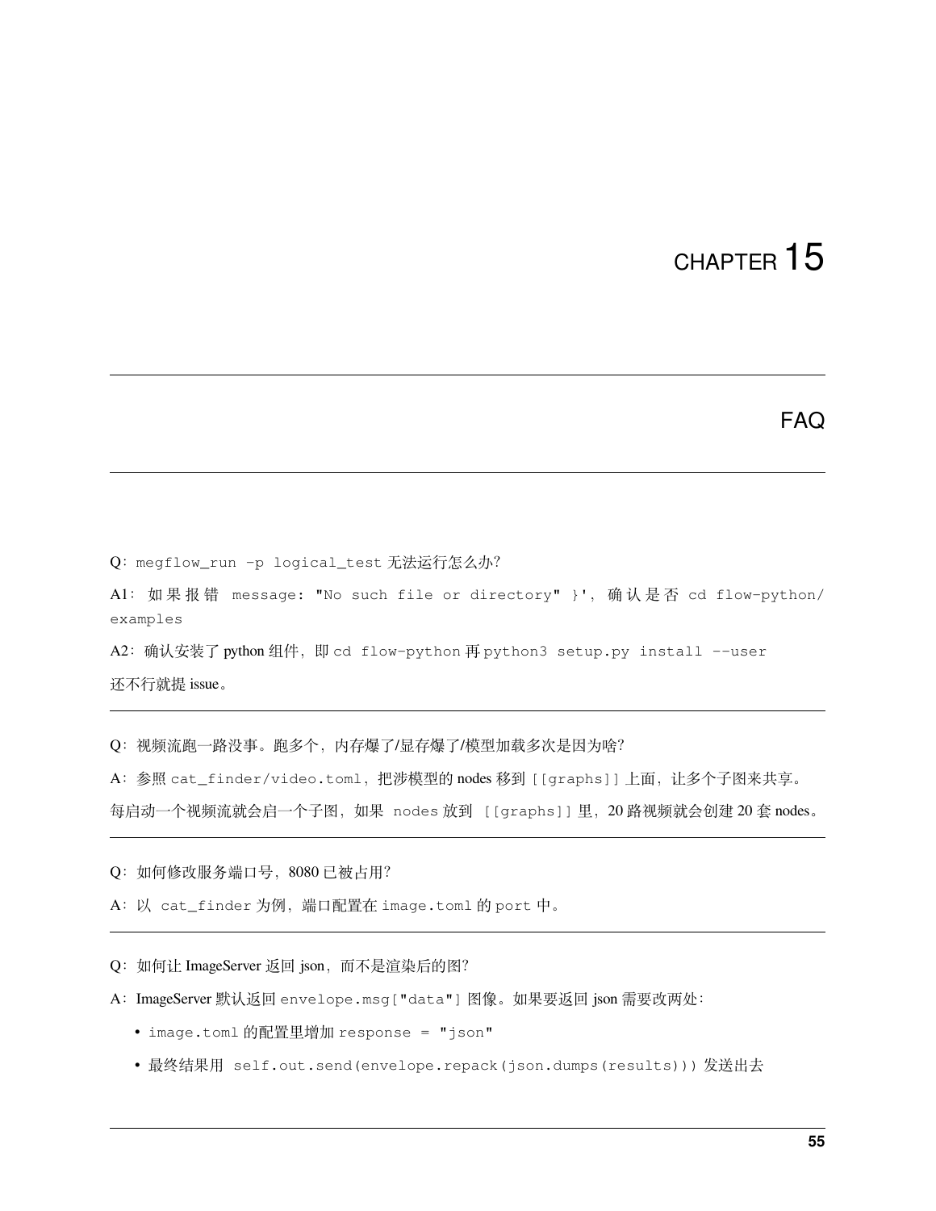# CHAPTER 15

# FAQ

Q：`megflow_run -p logical_test` 无法运行怎么办?

A1：如果报错 `message: "No such file or directory" }'`，确认是否 `cd flow-python/examples`

A2：确认安装了 python 组件，即 `cd flow-python` 再 `python3 setup.py install --user`

还不行就提 issue。

---

Q：视频流跑一路没事。跑多个，内存爆了/显存爆了/模型加载多次是因为啥?

A：参照 `cat_finder/video.toml`，把涉模型的 nodes 移到 `[[graphs]]` 上面，让多个子图来共享。

每启动一个视频流就会启一个子图，如果 `nodes` 放到 `[[graphs]]` 里，20 路视频就会创建 20 套 nodes。

---

Q：如何修改服务端口号，8080 已被占用?

A：以 `cat_finder` 为例，端口配置在 `image.toml` 的 `port` 中。

---

Q：如何让 ImageServer 返回 json，而不是渲染后的图?

A：ImageServer 默认返回 `envelope.msg["data"]` 图像。如果要返回 json 需要改两处：

- `image.toml` 的配置里增加 `response = "json"`
- 最终结果用 `self.out.send(envelope.repack(json.dumps(results)))` 发送出去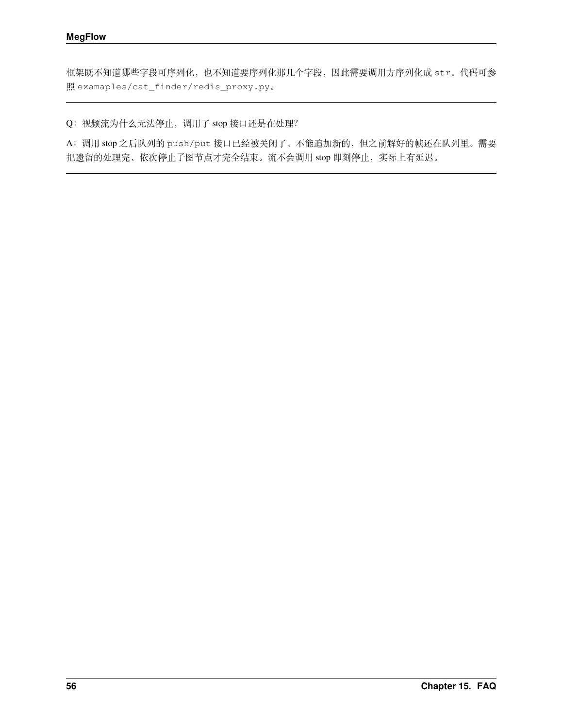框架既不知道哪些字段可序列化，也不知道要序列化那几个字段，因此需要调用方序列化成 `str`。代码可参照 `examaples/cat_finder/redis_proxy.py`。

---

Q：视频流为什么无法停止，调用了 stop 接口还是在处理？

A：调用 stop 之后队列的 `push/put` 接口已经被关闭了，不能追加新的，但之前解好的帧还在队列里。需要把遗留的处理完、依次停止子图节点才完全结束。流不会调用 stop 即刻停止，实际上有延迟。

---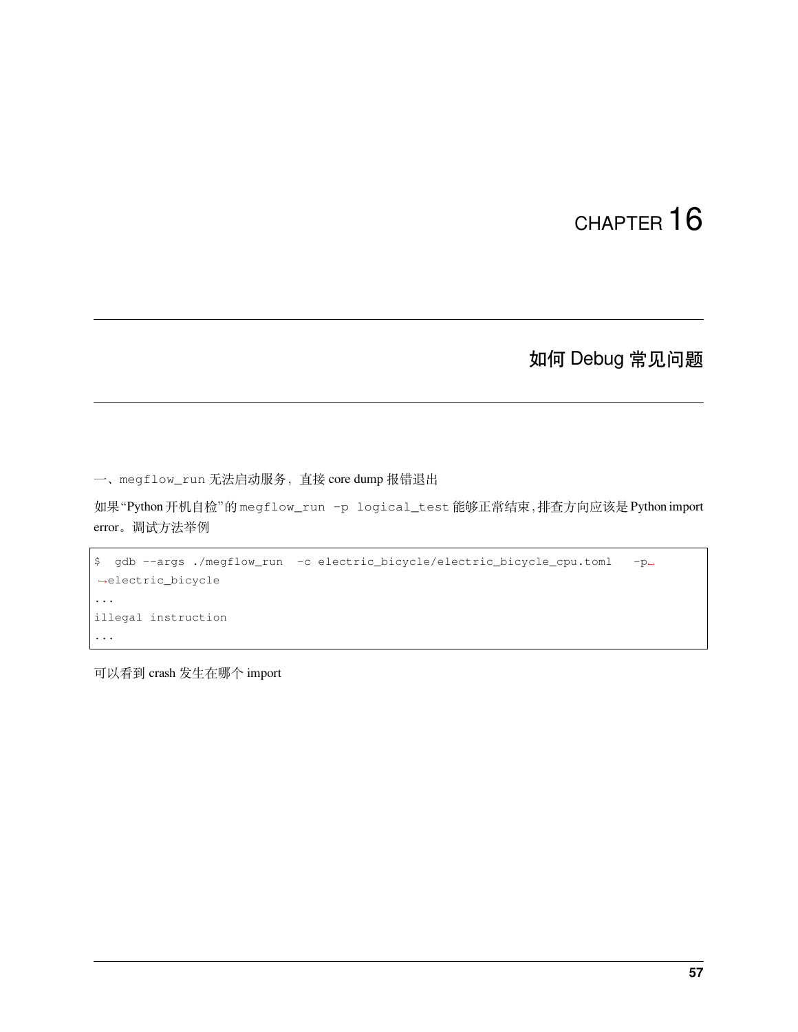# CHAPTER 16

# 如何 Debug 常见问题

一、megflow_run 无法启动服务，直接 core dump 报错退出

如果"Python 开机自检"的 megflow_run -p logical_test 能够正常结束，排查方向应该是 Python import error。调试方法举例

```
$  gdb --args ./megflow_run  -c electric_bicycle/electric_bicycle_cpu.toml   -p electric_bicycle
...
illegal instruction
...
```

可以看到 crash 发生在哪个 import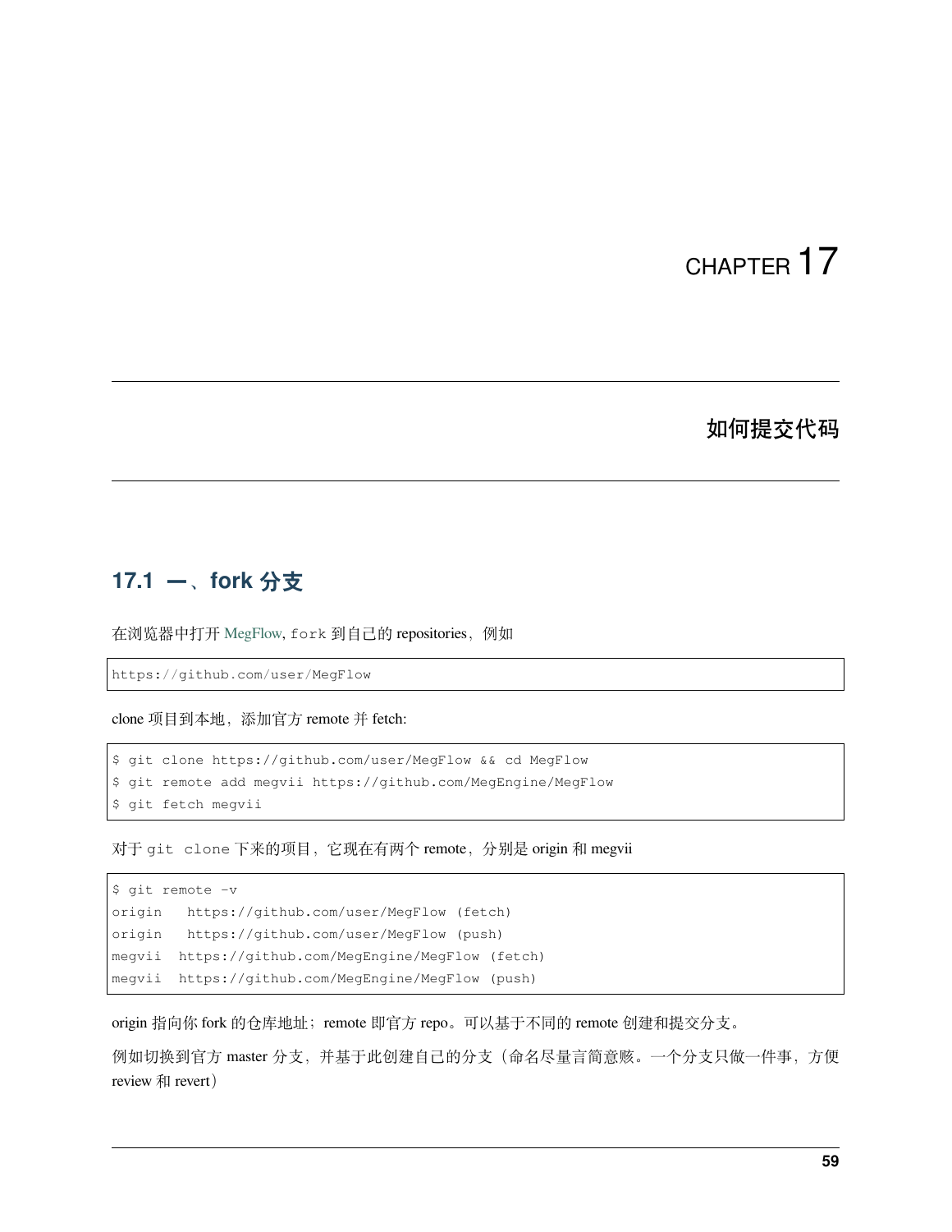# CHAPTER 17

# 如何提交代码

## 17.1 一、fork 分支

在浏览器中打开 MegFlow, `fork` 到自己的 repositories，例如

```
https://github.com/user/MegFlow
```

clone 项目到本地，添加官方 remote 并 fetch:

```
$ git clone https://github.com/user/MegFlow && cd MegFlow
$ git remote add megvii https://github.com/MegEngine/MegFlow
$ git fetch megvii
```

对于 `git clone` 下来的项目，它现在有两个 remote，分别是 origin 和 megvii

```
$ git remote -v
origin   https://github.com/user/MegFlow (fetch)
origin   https://github.com/user/MegFlow (push)
megvii  https://github.com/MegEngine/MegFlow (fetch)
megvii  https://github.com/MegEngine/MegFlow (push)
```

origin 指向你 fork 的仓库地址；remote 即官方 repo。可以基于不同的 remote 创建和提交分支。

例如切换到官方 master 分支，并基于此创建自己的分支（命名尽量言简意赅。一个分支只做一件事，方便 review 和 revert）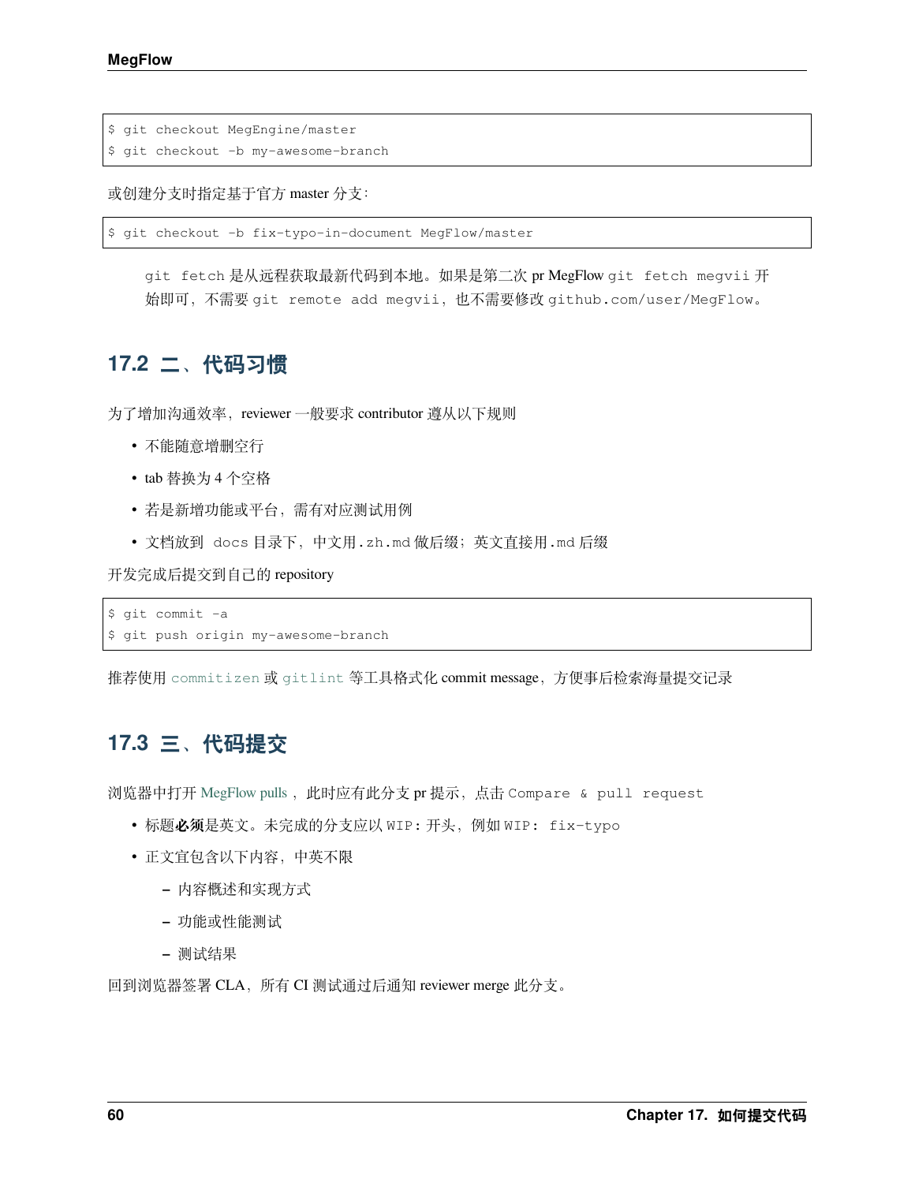```
$ git checkout MegEngine/master
$ git checkout -b my-awesome-branch
```

或创建分支时指定基于官方 master 分支：

```
$ git checkout -b fix-typo-in-document MegFlow/master
```

> `git fetch` 是从远程获取最新代码到本地。如果是第二次 pr MegFlow `git fetch megvii` 开始即可，不需要 `git remote add megvii`，也不需要修改 `github.com/user/MegFlow`。

## 17.2 二、代码习惯

为了增加沟通效率，reviewer 一般要求 contributor 遵从以下规则

- 不能随意增删空行
- tab 替换为 4 个空格
- 若是新增功能或平台，需有对应测试用例
- 文档放到 `docs` 目录下，中文用 `.zh.md` 做后缀；英文直接用 `.md` 后缀

开发完成后提交到自己的 repository

```
$ git commit -a
$ git push origin my-awesome-branch
```

推荐使用 `commitizen` 或 `gitlint` 等工具格式化 commit message，方便事后检索海量提交记录

## 17.3 三、代码提交

浏览器中打开 MegFlow pulls ，此时应有此分支 pr 提示，点击 `Compare & pull request`

- 标题**必须**是英文。未完成的分支应以 `WIP:` 开头，例如 `WIP: fix-typo`
- 正文宜包含以下内容，中英不限
  - 内容概述和实现方式
  - 功能或性能测试
  - 测试结果

回到浏览器签署 CLA，所有 CI 测试通过后通知 reviewer merge 此分支。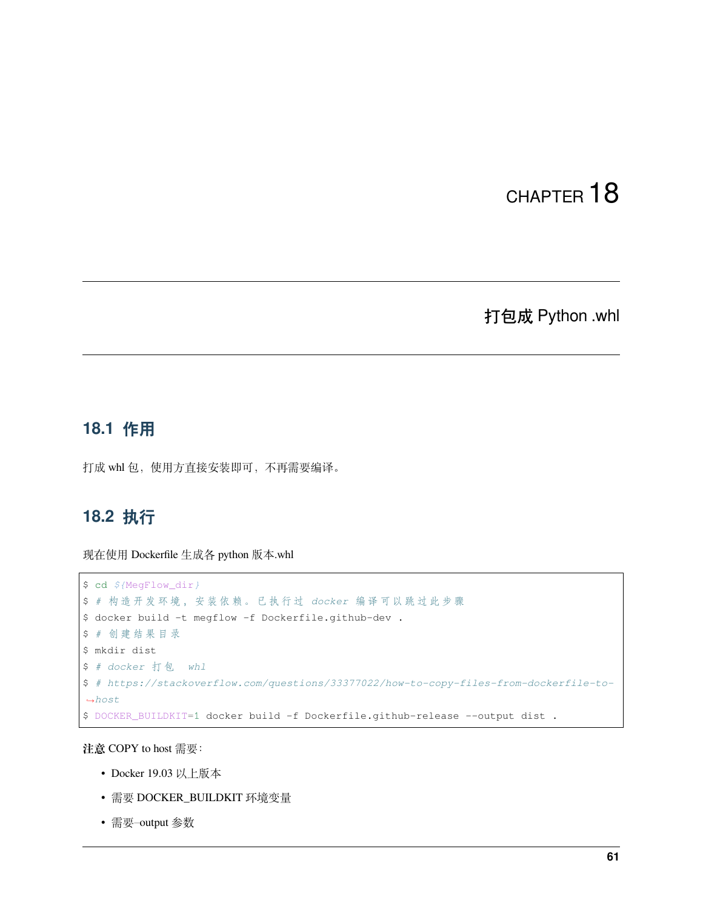# CHAPTER 18

# 打包成 Python .whl

## 18.1 作用

打成 whl 包，使用方直接安装即可，不再需要编译。

## 18.2 执行

现在使用 Dockerfile 生成各 python 版本.whl

```
$ cd ${MegFlow_dir}
$ # 构造开发环境，安装依赖。已执行过 docker 编译可以跳过此步骤
$ docker build -t megflow -f Dockerfile.github-dev .
$ # 创建结果目录
$ mkdir dist
$ # docker 打包 whl
$ # https://stackoverflow.com/questions/33377022/how-to-copy-files-from-dockerfile-to-host
$ DOCKER_BUILDKIT=1 docker build -f Dockerfile.github-release --output dist .
```

**注意** COPY to host 需要：

- Docker 19.03 以上版本
- 需要 DOCKER_BUILDKIT 环境变量
- 需要–output 参数